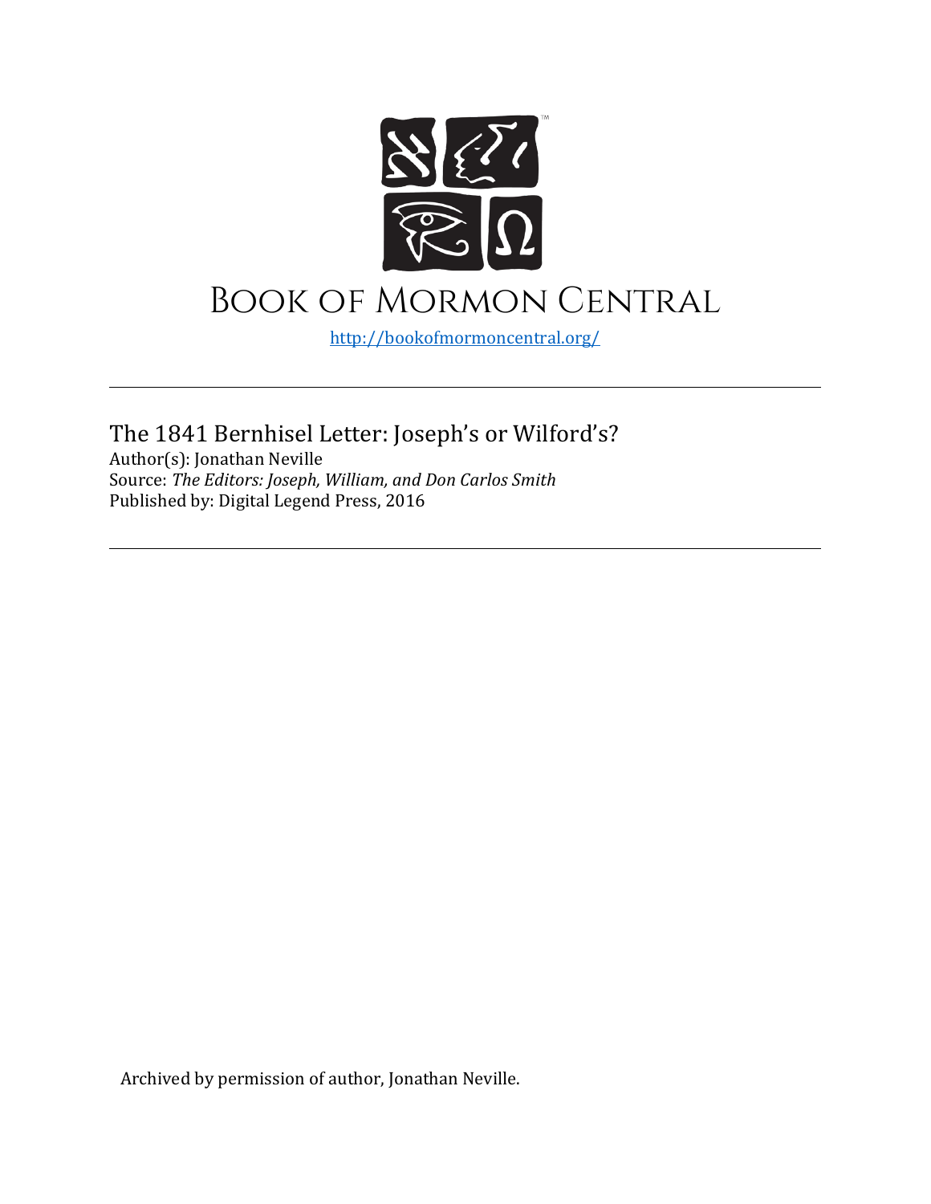# Book of Mormon Central

http://bookofmormoncentral.org/

---

The 1841 Bernhisel Letter: Joseph's or Wilford's?
Author(s): Jonathan Neville
Source: *The Editors: Joseph, William, and Don Carlos Smith*
Published by: Digital Legend Press, 2016

---

Archived by permission of author, Jonathan Neville.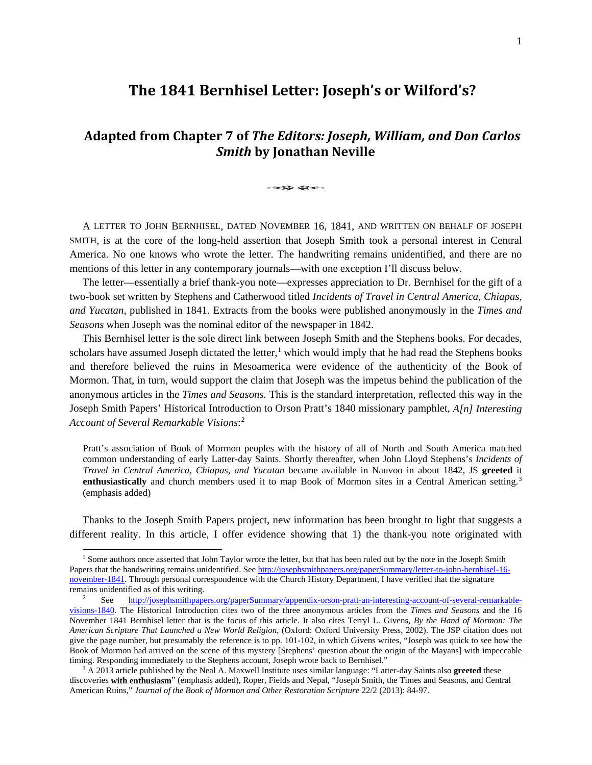# The 1841 Bernhisel Letter: Joseph's or Wilford's?

## Adapted from Chapter 7 of *The Editors: Joseph, William, and Don Carlos Smith* by Jonathan Neville

A LETTER TO JOHN BERNHISEL, DATED NOVEMBER 16, 1841, AND WRITTEN ON BEHALF OF JOSEPH SMITH, is at the core of the long-held assertion that Joseph Smith took a personal interest in Central America. No one knows who wrote the letter. The handwriting remains unidentified, and there are no mentions of this letter in any contemporary journals—with one exception I'll discuss below.

The letter—essentially a brief thank-you note—expresses appreciation to Dr. Bernhisel for the gift of a two-book set written by Stephens and Catherwood titled *Incidents of Travel in Central America, Chiapas, and Yucatan*, published in 1841. Extracts from the books were published anonymously in the *Times and Seasons* when Joseph was the nominal editor of the newspaper in 1842.

This Bernhisel letter is the sole direct link between Joseph Smith and the Stephens books. For decades, scholars have assumed Joseph dictated the letter,[1] which would imply that he had read the Stephens books and therefore believed the ruins in Mesoamerica were evidence of the authenticity of the Book of Mormon. That, in turn, would support the claim that Joseph was the impetus behind the publication of the anonymous articles in the *Times and Seasons*. This is the standard interpretation, reflected this way in the Joseph Smith Papers' Historical Introduction to Orson Pratt's 1840 missionary pamphlet, *A[n] Interesting Account of Several Remarkable Visions*:[2]

> Pratt's association of Book of Mormon peoples with the history of all of North and South America matched common understanding of early Latter-day Saints. Shortly thereafter, when John Lloyd Stephens's *Incidents of Travel in Central America, Chiapas, and Yucatan* became available in Nauvoo in about 1842, JS **greeted** it **enthusiastically** and church members used it to map Book of Mormon sites in a Central American setting.[3] (emphasis added)

Thanks to the Joseph Smith Papers project, new information has been brought to light that suggests a different reality. In this article, I offer evidence showing that 1) the thank-you note originated with

---

[1] Some authors once asserted that John Taylor wrote the letter, but that has been ruled out by the note in the Joseph Smith Papers that the handwriting remains unidentified. See http://josephsmithpapers.org/paperSummary/letter-to-john-bernhisel-16-november-1841. Through personal correspondence with the Church History Department, I have verified that the signature remains unidentified as of this writing.

[2] See http://josephsmithpapers.org/paperSummary/appendix-orson-pratt-an-interesting-account-of-several-remarkable-visions-1840. The Historical Introduction cites two of the three anonymous articles from the *Times and Seasons* and the 16 November 1841 Bernhisel letter that is the focus of this article. It also cites Terryl L. Givens, *By the Hand of Mormon: The American Scripture That Launched a New World Religion*, (Oxford: Oxford University Press, 2002). The JSP citation does not give the page number, but presumably the reference is to pp. 101-102, in which Givens writes, "Joseph was quick to see how the Book of Mormon had arrived on the scene of this mystery [Stephens' question about the origin of the Mayans] with impeccable timing. Responding immediately to the Stephens account, Joseph wrote back to Bernhisel."

[3] A 2013 article published by the Neal A. Maxwell Institute uses similar language: "Latter-day Saints also **greeted** these discoveries **with enthusiasm**" (emphasis added), Roper, Fields and Nepal, "Joseph Smith, the Times and Seasons, and Central American Ruins," *Journal of the Book of Mormon and Other Restoration Scripture* 22/2 (2013): 84-97.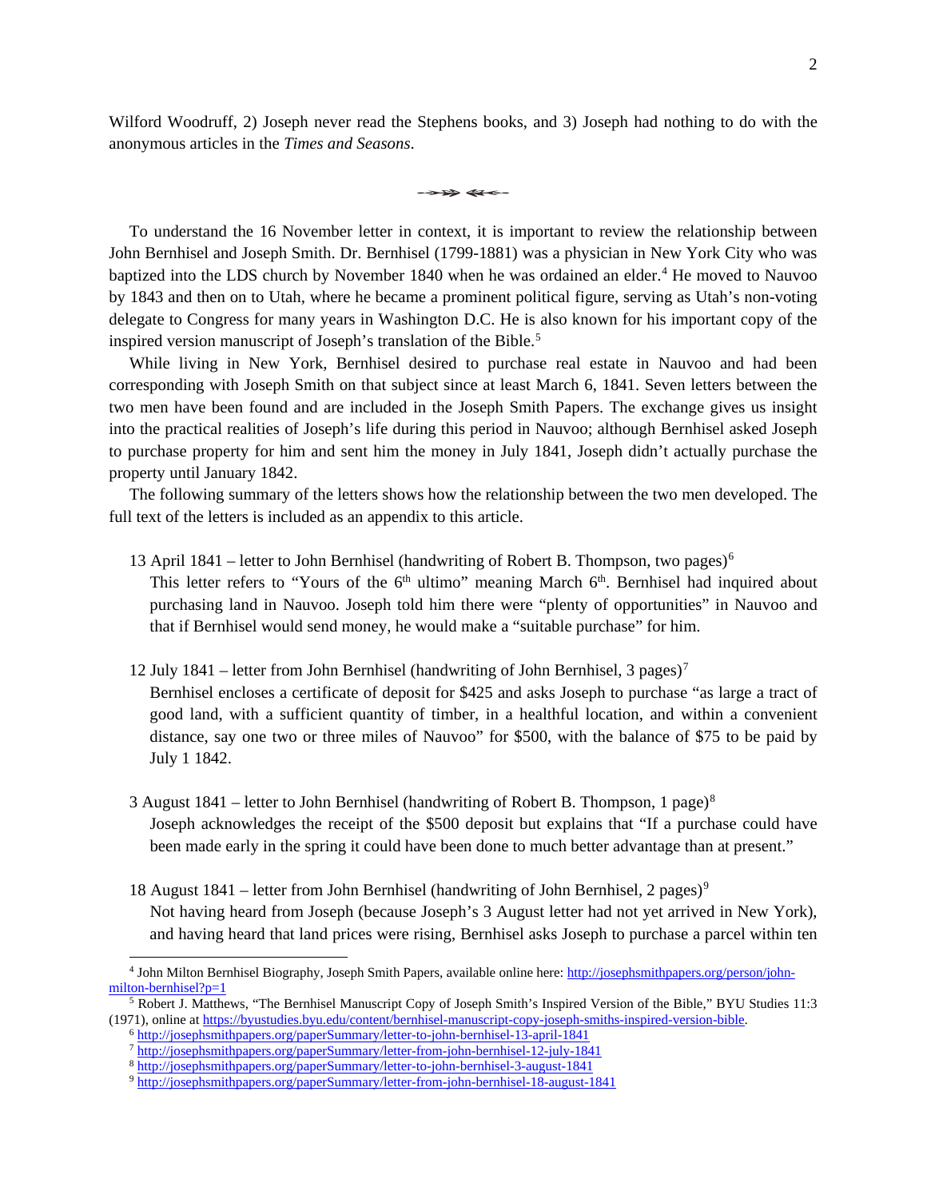Wilford Woodruff, 2) Joseph never read the Stephens books, and 3) Joseph had nothing to do with the anonymous articles in the *Times and Seasons*.

To understand the 16 November letter in context, it is important to review the relationship between John Bernhisel and Joseph Smith. Dr. Bernhisel (1799-1881) was a physician in New York City who was baptized into the LDS church by November 1840 when he was ordained an elder.[4] He moved to Nauvoo by 1843 and then on to Utah, where he became a prominent political figure, serving as Utah's non-voting delegate to Congress for many years in Washington D.C. He is also known for his important copy of the inspired version manuscript of Joseph's translation of the Bible.[5]

While living in New York, Bernhisel desired to purchase real estate in Nauvoo and had been corresponding with Joseph Smith on that subject since at least March 6, 1841. Seven letters between the two men have been found and are included in the Joseph Smith Papers. The exchange gives us insight into the practical realities of Joseph's life during this period in Nauvoo; although Bernhisel asked Joseph to purchase property for him and sent him the money in July 1841, Joseph didn't actually purchase the property until January 1842.

The following summary of the letters shows how the relationship between the two men developed. The full text of the letters is included as an appendix to this article.

13 April 1841 – letter to John Bernhisel (handwriting of Robert B. Thompson, two pages)[6]
This letter refers to "Yours of the 6th ultimo" meaning March 6th. Bernhisel had inquired about purchasing land in Nauvoo. Joseph told him there were "plenty of opportunities" in Nauvoo and that if Bernhisel would send money, he would make a "suitable purchase" for him.

12 July 1841 – letter from John Bernhisel (handwriting of John Bernhisel, 3 pages)[7]
Bernhisel encloses a certificate of deposit for $425 and asks Joseph to purchase "as large a tract of good land, with a sufficient quantity of timber, in a healthful location, and within a convenient distance, say one two or three miles of Nauvoo" for $500, with the balance of $75 to be paid by July 1 1842.

3 August 1841 – letter to John Bernhisel (handwriting of Robert B. Thompson, 1 page)[8]
Joseph acknowledges the receipt of the $500 deposit but explains that "If a purchase could have been made early in the spring it could have been done to much better advantage than at present."

18 August 1841 – letter from John Bernhisel (handwriting of John Bernhisel, 2 pages)[9]
Not having heard from Joseph (because Joseph's 3 August letter had not yet arrived in New York), and having heard that land prices were rising, Bernhisel asks Joseph to purchase a parcel within ten

---

[4] John Milton Bernhisel Biography, Joseph Smith Papers, available online here: http://josephsmithpapers.org/person/john-milton-bernhisel?p=1

[5] Robert J. Matthews, "The Bernhisel Manuscript Copy of Joseph Smith's Inspired Version of the Bible," BYU Studies 11:3 (1971), online at https://byustudies.byu.edu/content/bernhisel-manuscript-copy-joseph-smiths-inspired-version-bible.

[6] http://josephsmithpapers.org/paperSummary/letter-to-john-bernhisel-13-april-1841

[7] http://josephsmithpapers.org/paperSummary/letter-from-john-bernhisel-12-july-1841

[8] http://josephsmithpapers.org/paperSummary/letter-to-john-bernhisel-3-august-1841

[9] http://josephsmithpapers.org/paperSummary/letter-from-john-bernhisel-18-august-1841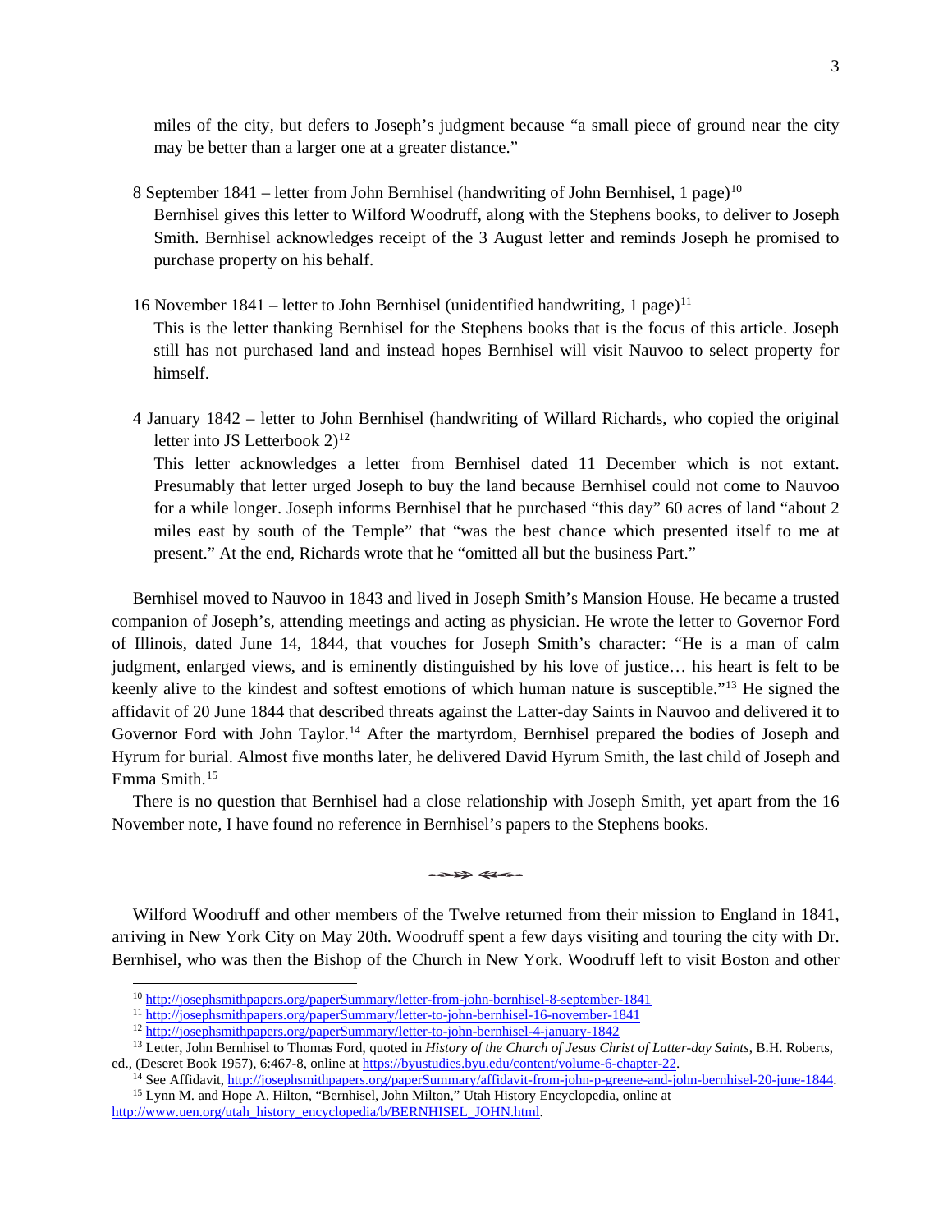miles of the city, but defers to Joseph's judgment because "a small piece of ground near the city may be better than a larger one at a greater distance."

8 September 1841 – letter from John Bernhisel (handwriting of John Bernhisel, 1 page)[10]
Bernhisel gives this letter to Wilford Woodruff, along with the Stephens books, to deliver to Joseph Smith. Bernhisel acknowledges receipt of the 3 August letter and reminds Joseph he promised to purchase property on his behalf.

16 November 1841 – letter to John Bernhisel (unidentified handwriting, 1 page)[11]
This is the letter thanking Bernhisel for the Stephens books that is the focus of this article. Joseph still has not purchased land and instead hopes Bernhisel will visit Nauvoo to select property for himself.

4 January 1842 – letter to John Bernhisel (handwriting of Willard Richards, who copied the original letter into JS Letterbook 2)[12]
This letter acknowledges a letter from Bernhisel dated 11 December which is not extant. Presumably that letter urged Joseph to buy the land because Bernhisel could not come to Nauvoo for a while longer. Joseph informs Bernhisel that he purchased "this day" 60 acres of land "about 2 miles east by south of the Temple" that "was the best chance which presented itself to me at present." At the end, Richards wrote that he "omitted all but the business Part."

Bernhisel moved to Nauvoo in 1843 and lived in Joseph Smith's Mansion House. He became a trusted companion of Joseph's, attending meetings and acting as physician. He wrote the letter to Governor Ford of Illinois, dated June 14, 1844, that vouches for Joseph Smith's character: "He is a man of calm judgment, enlarged views, and is eminently distinguished by his love of justice… his heart is felt to be keenly alive to the kindest and softest emotions of which human nature is susceptible."[13] He signed the affidavit of 20 June 1844 that described threats against the Latter-day Saints in Nauvoo and delivered it to Governor Ford with John Taylor.[14] After the martyrdom, Bernhisel prepared the bodies of Joseph and Hyrum for burial. Almost five months later, he delivered David Hyrum Smith, the last child of Joseph and Emma Smith.[15]

There is no question that Bernhisel had a close relationship with Joseph Smith, yet apart from the 16 November note, I have found no reference in Bernhisel's papers to the Stephens books.

Wilford Woodruff and other members of the Twelve returned from their mission to England in 1841, arriving in New York City on May 20th. Woodruff spent a few days visiting and touring the city with Dr. Bernhisel, who was then the Bishop of the Church in New York. Woodruff left to visit Boston and other

[10] http://josephsmithpapers.org/paperSummary/letter-from-john-bernhisel-8-september-1841

[11] http://josephsmithpapers.org/paperSummary/letter-to-john-bernhisel-16-november-1841

[12] http://josephsmithpapers.org/paperSummary/letter-to-john-bernhisel-4-january-1842

[13] Letter, John Bernhisel to Thomas Ford, quoted in *History of the Church of Jesus Christ of Latter-day Saints*, B.H. Roberts, ed., (Deseret Book 1957), 6:467-8, online at https://byustudies.byu.edu/content/volume-6-chapter-22.

[14] See Affidavit, http://josephsmithpapers.org/paperSummary/affidavit-from-john-p-greene-and-john-bernhisel-20-june-1844.

[15] Lynn M. and Hope A. Hilton, "Bernhisel, John Milton," Utah History Encyclopedia, online at http://www.uen.org/utah_history_encyclopedia/b/BERNHISEL_JOHN.html.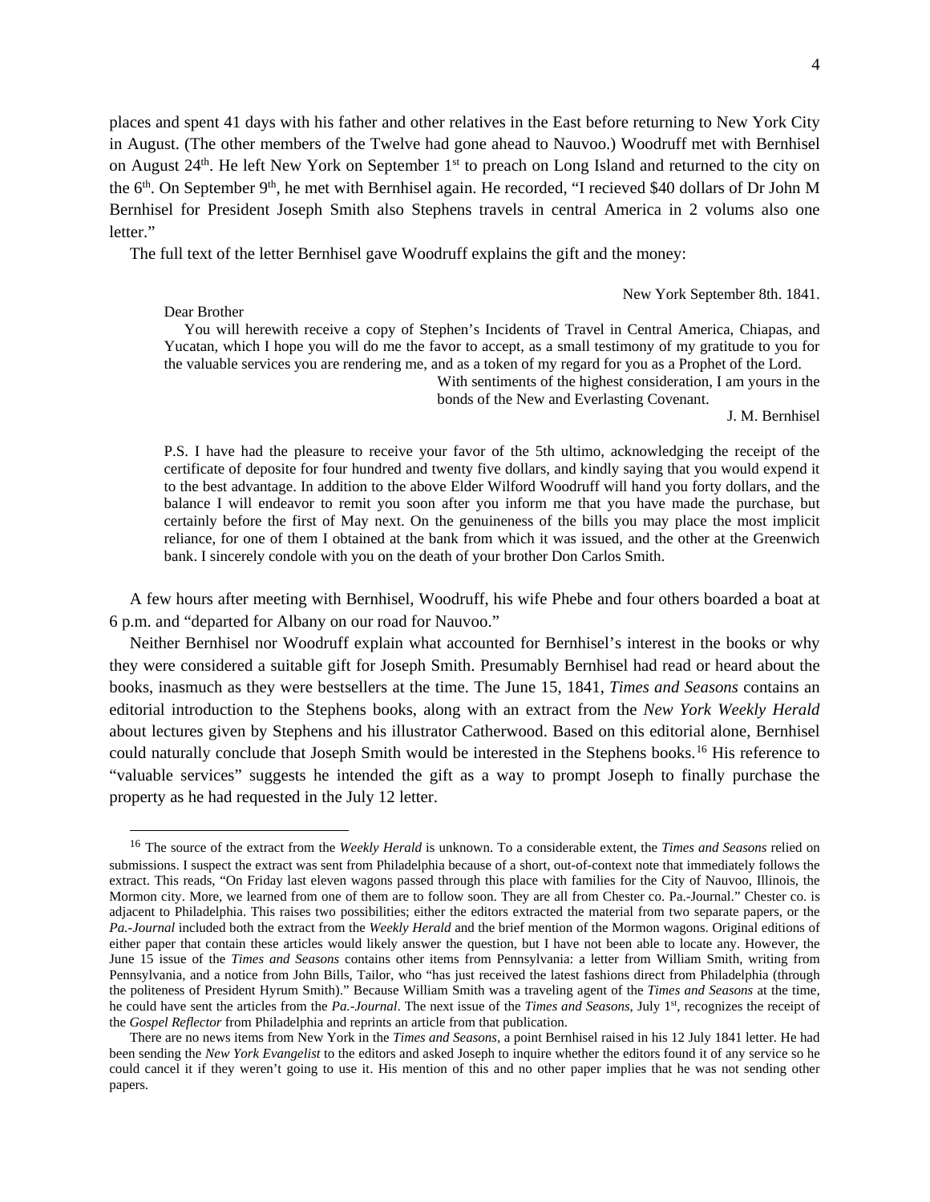places and spent 41 days with his father and other relatives in the East before returning to New York City in August. (The other members of the Twelve had gone ahead to Nauvoo.) Woodruff met with Bernhisel on August 24th. He left New York on September 1st to preach on Long Island and returned to the city on the 6th. On September 9th, he met with Bernhisel again. He recorded, "I recieved $40 dollars of Dr John M Bernhisel for President Joseph Smith also Stephens travels in central America in 2 volums also one letter."

The full text of the letter Bernhisel gave Woodruff explains the gift and the money:

> New York September 8th. 1841.
>
> Dear Brother
>
> You will herewith receive a copy of Stephen's Incidents of Travel in Central America, Chiapas, and Yucatan, which I hope you will do me the favor to accept, as a small testimony of my gratitude to you for the valuable services you are rendering me, and as a token of my regard for you as a Prophet of the Lord.
>
> With sentiments of the highest consideration, I am yours in the bonds of the New and Everlasting Covenant.
>
> J. M. Bernhisel
>
> P.S. I have had the pleasure to receive your favor of the 5th ultimo, acknowledging the receipt of the certificate of deposite for four hundred and twenty five dollars, and kindly saying that you would expend it to the best advantage. In addition to the above Elder Wilford Woodruff will hand you forty dollars, and the balance I will endeavor to remit you soon after you inform me that you have made the purchase, but certainly before the first of May next. On the genuineness of the bills you may place the most implicit reliance, for one of them I obtained at the bank from which it was issued, and the other at the Greenwich bank. I sincerely condole with you on the death of your brother Don Carlos Smith.

A few hours after meeting with Bernhisel, Woodruff, his wife Phebe and four others boarded a boat at 6 p.m. and "departed for Albany on our road for Nauvoo."

Neither Bernhisel nor Woodruff explain what accounted for Bernhisel's interest in the books or why they were considered a suitable gift for Joseph Smith. Presumably Bernhisel had read or heard about the books, inasmuch as they were bestsellers at the time. The June 15, 1841, *Times and Seasons* contains an editorial introduction to the Stephens books, along with an extract from the *New York Weekly Herald* about lectures given by Stephens and his illustrator Catherwood. Based on this editorial alone, Bernhisel could naturally conclude that Joseph Smith would be interested in the Stephens books.[16] His reference to "valuable services" suggests he intended the gift as a way to prompt Joseph to finally purchase the property as he had requested in the July 12 letter.

---

[16] The source of the extract from the *Weekly Herald* is unknown. To a considerable extent, the *Times and Seasons* relied on submissions. I suspect the extract was sent from Philadelphia because of a short, out-of-context note that immediately follows the extract. This reads, "On Friday last eleven wagons passed through this place with families for the City of Nauvoo, Illinois, the Mormon city. More, we learned from one of them are to follow soon. They are all from Chester co. Pa.-Journal." Chester co. is adjacent to Philadelphia. This raises two possibilities; either the editors extracted the material from two separate papers, or the *Pa.-Journal* included both the extract from the *Weekly Herald* and the brief mention of the Mormon wagons. Original editions of either paper that contain these articles would likely answer the question, but I have not been able to locate any. However, the June 15 issue of the *Times and Seasons* contains other items from Pennsylvania: a letter from William Smith, writing from Pennsylvania, and a notice from John Bills, Tailor, who "has just received the latest fashions direct from Philadelphia (through the politeness of President Hyrum Smith)." Because William Smith was a traveling agent of the *Times and Seasons* at the time, he could have sent the articles from the *Pa.-Journal*. The next issue of the *Times and Seasons*, July 1st, recognizes the receipt of the *Gospel Reflector* from Philadelphia and reprints an article from that publication.

There are no news items from New York in the *Times and Seasons*, a point Bernhisel raised in his 12 July 1841 letter. He had been sending the *New York Evangelist* to the editors and asked Joseph to inquire whether the editors found it of any service so he could cancel it if they weren't going to use it. His mention of this and no other paper implies that he was not sending other papers.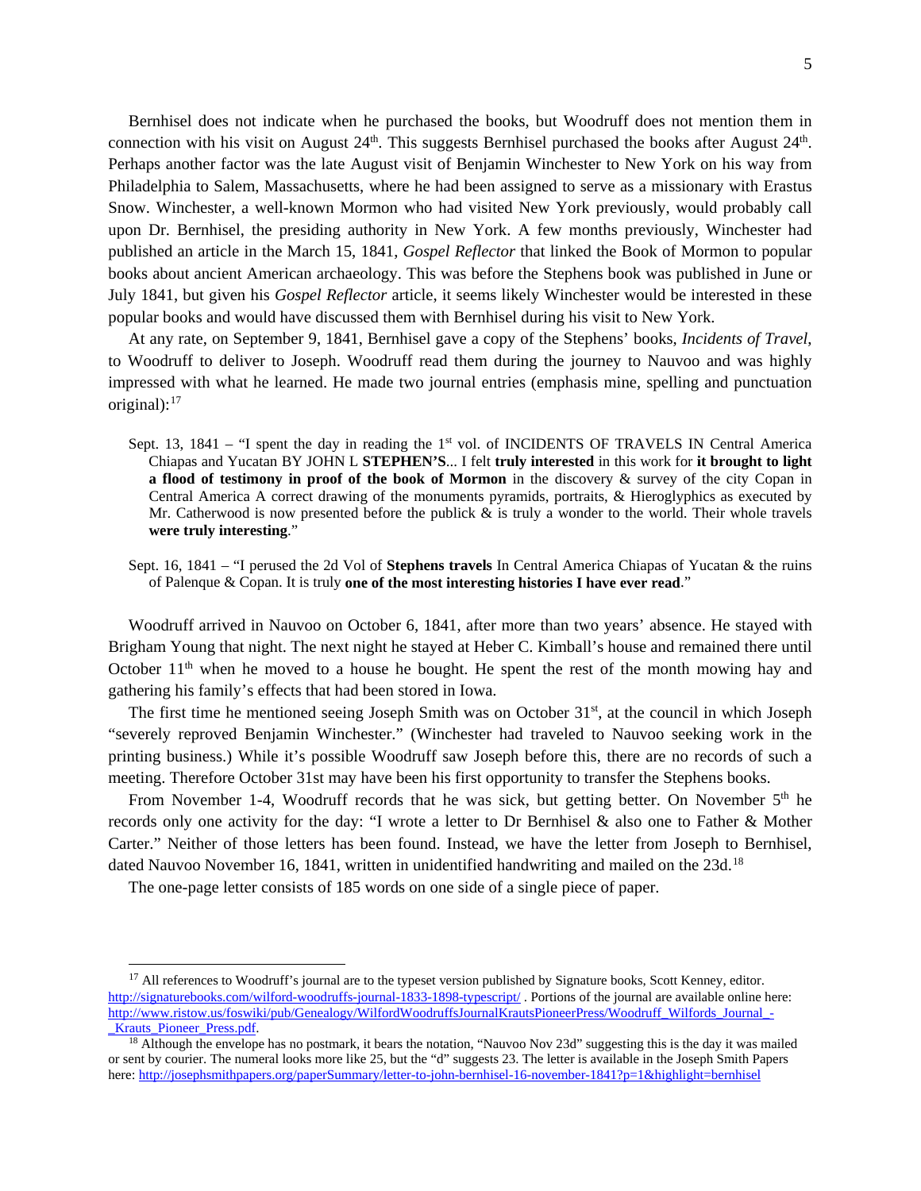Bernhisel does not indicate when he purchased the books, but Woodruff does not mention them in connection with his visit on August 24th. This suggests Bernhisel purchased the books after August 24th. Perhaps another factor was the late August visit of Benjamin Winchester to New York on his way from Philadelphia to Salem, Massachusetts, where he had been assigned to serve as a missionary with Erastus Snow. Winchester, a well-known Mormon who had visited New York previously, would probably call upon Dr. Bernhisel, the presiding authority in New York. A few months previously, Winchester had published an article in the March 15, 1841, *Gospel Reflector* that linked the Book of Mormon to popular books about ancient American archaeology. This was before the Stephens book was published in June or July 1841, but given his *Gospel Reflector* article, it seems likely Winchester would be interested in these popular books and would have discussed them with Bernhisel during his visit to New York.

At any rate, on September 9, 1841, Bernhisel gave a copy of the Stephens' books, *Incidents of Travel*, to Woodruff to deliver to Joseph. Woodruff read them during the journey to Nauvoo and was highly impressed with what he learned. He made two journal entries (emphasis mine, spelling and punctuation original):[17]

> Sept. 13, 1841 – "I spent the day in reading the 1st vol. of INCIDENTS OF TRAVELS IN Central America Chiapas and Yucatan BY JOHN L **STEPHEN'S**... I felt **truly interested** in this work for **it brought to light a flood of testimony in proof of the book of Mormon** in the discovery & survey of the city Copan in Central America A correct drawing of the monuments pyramids, portraits, & Hieroglyphics as executed by Mr. Catherwood is now presented before the publick & is truly a wonder to the world. Their whole travels **were truly interesting**."

> Sept. 16, 1841 – "I perused the 2d Vol of **Stephens travels** In Central America Chiapas of Yucatan & the ruins of Palenque & Copan. It is truly **one of the most interesting histories I have ever read**."

Woodruff arrived in Nauvoo on October 6, 1841, after more than two years' absence. He stayed with Brigham Young that night. The next night he stayed at Heber C. Kimball's house and remained there until October 11th when he moved to a house he bought. He spent the rest of the month mowing hay and gathering his family's effects that had been stored in Iowa.

The first time he mentioned seeing Joseph Smith was on October 31st, at the council in which Joseph "severely reproved Benjamin Winchester." (Winchester had traveled to Nauvoo seeking work in the printing business.) While it's possible Woodruff saw Joseph before this, there are no records of such a meeting. Therefore October 31st may have been his first opportunity to transfer the Stephens books.

From November 1-4, Woodruff records that he was sick, but getting better. On November 5th he records only one activity for the day: "I wrote a letter to Dr Bernhisel & also one to Father & Mother Carter." Neither of those letters has been found. Instead, we have the letter from Joseph to Bernhisel, dated Nauvoo November 16, 1841, written in unidentified handwriting and mailed on the 23d.[18]

The one-page letter consists of 185 words on one side of a single piece of paper.

---

[17] All references to Woodruff's journal are to the typeset version published by Signature books, Scott Kenney, editor. http://signaturebooks.com/wilford-woodruffs-journal-1833-1898-typescript/ . Portions of the journal are available online here: http://www.ristow.us/foswiki/pub/Genealogy/WilfordWoodruffsJournalKrautsPioneerPress/Woodruff_Wilfords_Journal_-_Krauts_Pioneer_Press.pdf.

[18] Although the envelope has no postmark, it bears the notation, "Nauvoo Nov 23d" suggesting this is the day it was mailed or sent by courier. The numeral looks more like 25, but the "d" suggests 23. The letter is available in the Joseph Smith Papers here: http://josephsmithpapers.org/paperSummary/letter-to-john-bernhisel-16-november-1841?p=1&highlight=bernhisel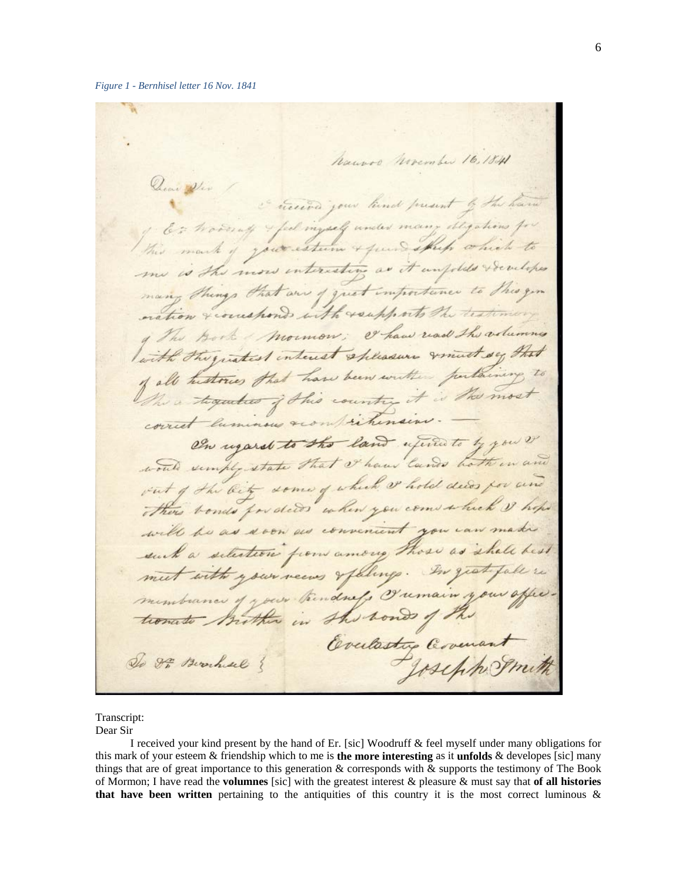*Figure 1 - Bernhisel letter 16 Nov. 1841*

Transcript:

Dear Sir

I received your kind present by the hand of Er. [sic] Woodruff & feel myself under many obligations for this mark of your esteem & friendship which to me is **the more interesting** as it **unfolds** & developes [sic] many things that are of great importance to this generation & corresponds with & supports the testimony of The Book of Mormon; I have read the **volumnes** [sic] with the greatest interest & pleasure & must say that **of all histories that have been written** pertaining to the antiquities of this country it is the most correct luminous &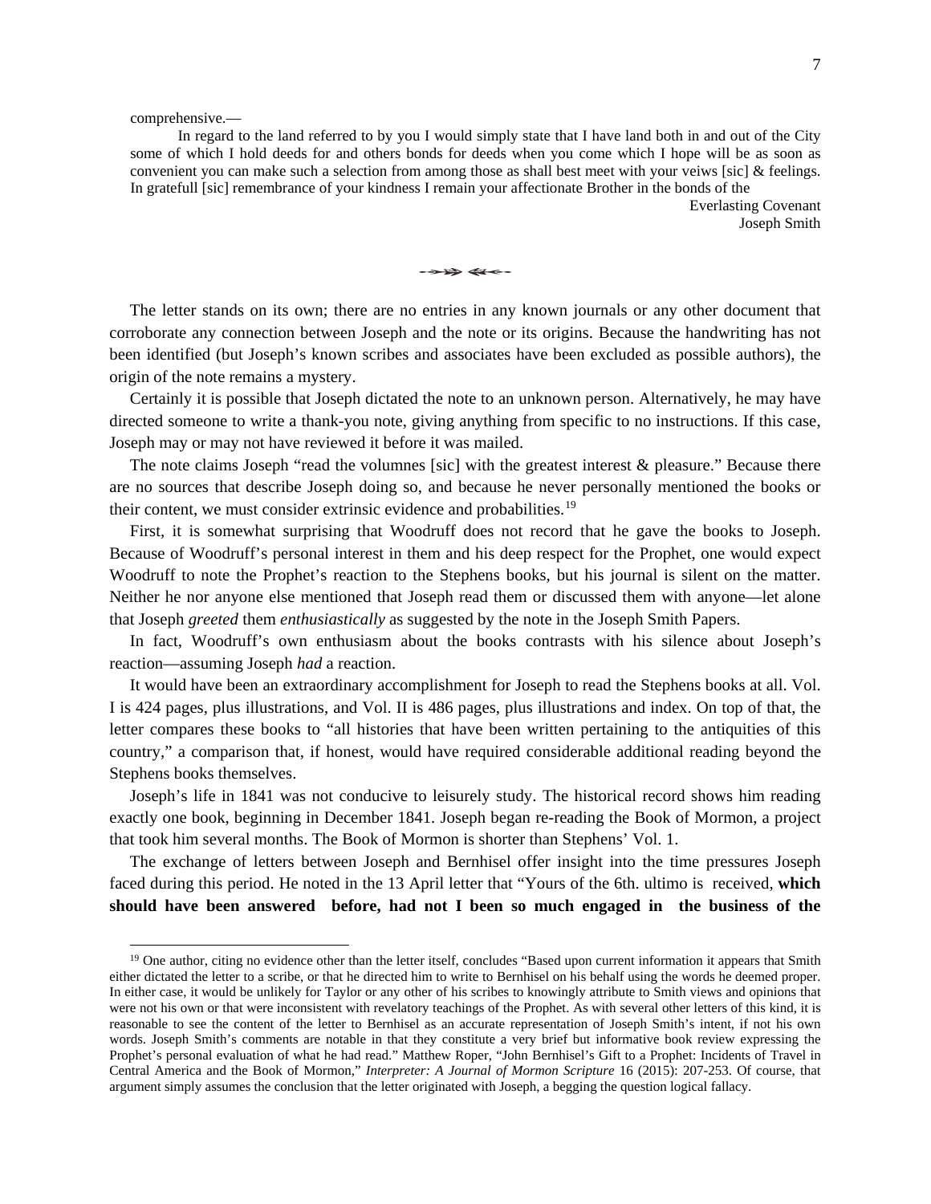comprehensive.—

In regard to the land referred to by you I would simply state that I have land both in and out of the City some of which I hold deeds for and others bonds for deeds when you come which I hope will be as soon as convenient you can make such a selection from among those as shall best meet with your veiws [sic] & feelings. In gratefull [sic] remembrance of your kindness I remain your affectionate Brother in the bonds of the

Everlasting Covenant
Joseph Smith

The letter stands on its own; there are no entries in any known journals or any other document that corroborate any connection between Joseph and the note or its origins. Because the handwriting has not been identified (but Joseph's known scribes and associates have been excluded as possible authors), the origin of the note remains a mystery.

Certainly it is possible that Joseph dictated the note to an unknown person. Alternatively, he may have directed someone to write a thank-you note, giving anything from specific to no instructions. If this case, Joseph may or may not have reviewed it before it was mailed.

The note claims Joseph "read the volumnes [sic] with the greatest interest & pleasure." Because there are no sources that describe Joseph doing so, and because he never personally mentioned the books or their content, we must consider extrinsic evidence and probabilities.[19]

First, it is somewhat surprising that Woodruff does not record that he gave the books to Joseph. Because of Woodruff's personal interest in them and his deep respect for the Prophet, one would expect Woodruff to note the Prophet's reaction to the Stephens books, but his journal is silent on the matter. Neither he nor anyone else mentioned that Joseph read them or discussed them with anyone—let alone that Joseph *greeted* them *enthusiastically* as suggested by the note in the Joseph Smith Papers.

In fact, Woodruff's own enthusiasm about the books contrasts with his silence about Joseph's reaction—assuming Joseph *had* a reaction.

It would have been an extraordinary accomplishment for Joseph to read the Stephens books at all. Vol. I is 424 pages, plus illustrations, and Vol. II is 486 pages, plus illustrations and index. On top of that, the letter compares these books to "all histories that have been written pertaining to the antiquities of this country," a comparison that, if honest, would have required considerable additional reading beyond the Stephens books themselves.

Joseph's life in 1841 was not conducive to leisurely study. The historical record shows him reading exactly one book, beginning in December 1841. Joseph began re-reading the Book of Mormon, a project that took him several months. The Book of Mormon is shorter than Stephens' Vol. 1.

The exchange of letters between Joseph and Bernhisel offer insight into the time pressures Joseph faced during this period. He noted in the 13 April letter that "Yours of the 6th. ultimo is received, **which should have been answered before, had not I been so much engaged in the business of the**

---

[19] One author, citing no evidence other than the letter itself, concludes "Based upon current information it appears that Smith either dictated the letter to a scribe, or that he directed him to write to Bernhisel on his behalf using the words he deemed proper. In either case, it would be unlikely for Taylor or any other of his scribes to knowingly attribute to Smith views and opinions that were not his own or that were inconsistent with revelatory teachings of the Prophet. As with several other letters of this kind, it is reasonable to see the content of the letter to Bernhisel as an accurate representation of Joseph Smith's intent, if not his own words. Joseph Smith's comments are notable in that they constitute a very brief but informative book review expressing the Prophet's personal evaluation of what he had read." Matthew Roper, "John Bernhisel's Gift to a Prophet: Incidents of Travel in Central America and the Book of Mormon," *Interpreter: A Journal of Mormon Scripture* 16 (2015): 207-253. Of course, that argument simply assumes the conclusion that the letter originated with Joseph, a begging the question logical fallacy.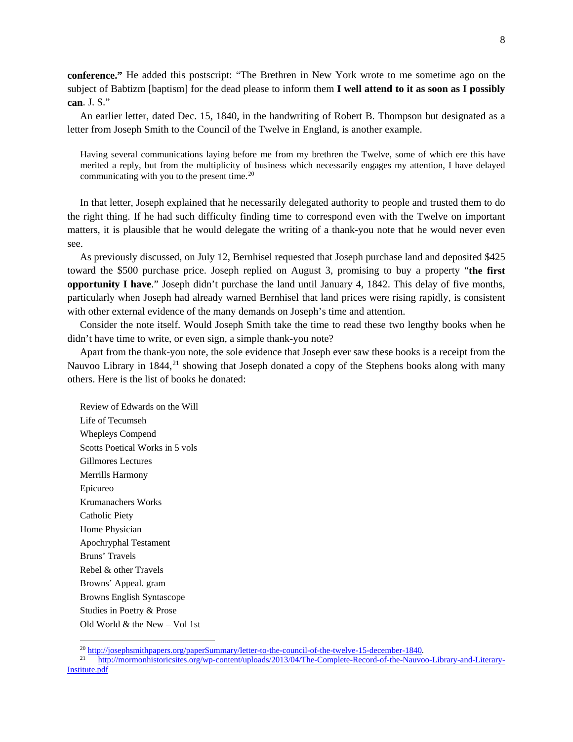**conference."** He added this postscript: "The Brethren in New York wrote to me sometime ago on the subject of Babtizm [baptism] for the dead please to inform them **I well attend to it as soon as I possibly can**. J. S."

An earlier letter, dated Dec. 15, 1840, in the handwriting of Robert B. Thompson but designated as a letter from Joseph Smith to the Council of the Twelve in England, is another example.

> Having several communications laying before me from my brethren the Twelve, some of which ere this have merited a reply, but from the multiplicity of business which necessarily engages my attention, I have delayed communicating with you to the present time.[20]

In that letter, Joseph explained that he necessarily delegated authority to people and trusted them to do the right thing. If he had such difficulty finding time to correspond even with the Twelve on important matters, it is plausible that he would delegate the writing of a thank-you note that he would never even see.

As previously discussed, on July 12, Bernhisel requested that Joseph purchase land and deposited $425 toward the $500 purchase price. Joseph replied on August 3, promising to buy a property "**the first opportunity I have**." Joseph didn't purchase the land until January 4, 1842. This delay of five months, particularly when Joseph had already warned Bernhisel that land prices were rising rapidly, is consistent with other external evidence of the many demands on Joseph's time and attention.

Consider the note itself. Would Joseph Smith take the time to read these two lengthy books when he didn't have time to write, or even sign, a simple thank-you note?

Apart from the thank-you note, the sole evidence that Joseph ever saw these books is a receipt from the Nauvoo Library in 1844,[21] showing that Joseph donated a copy of the Stephens books along with many others. Here is the list of books he donated:

Review of Edwards on the Will
Life of Tecumseh
Whepleys Compend
Scotts Poetical Works in 5 vols
Gillmores Lectures
Merrills Harmony
Epicureo
Krumanachers Works
Catholic Piety
Home Physician
Apochryphal Testament
Bruns' Travels
Rebel & other Travels
Browns' Appeal. gram
Browns English Syntascope
Studies in Poetry & Prose
Old World & the New – Vol 1st

[20] http://josephsmithpapers.org/paperSummary/letter-to-the-council-of-the-twelve-15-december-1840.

[21] http://mormonhistoricsites.org/wp-content/uploads/2013/04/The-Complete-Record-of-the-Nauvoo-Library-and-Literary-Institute.pdf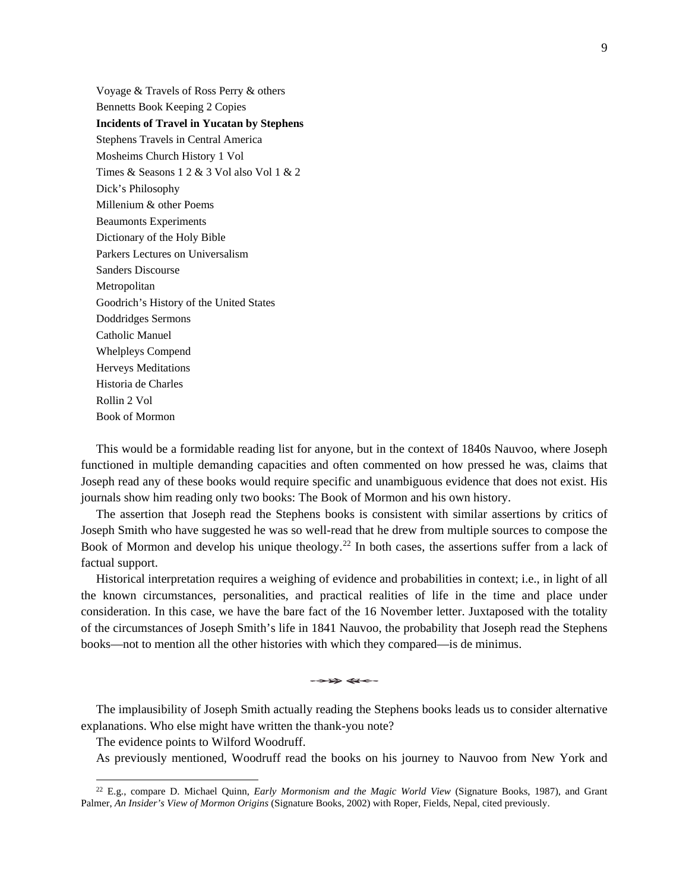Voyage & Travels of Ross Perry & others
Bennetts Book Keeping 2 Copies
**Incidents of Travel in Yucatan by Stephens**
Stephens Travels in Central America
Mosheims Church History 1 Vol
Times & Seasons 1 2 & 3 Vol also Vol 1 & 2
Dick's Philosophy
Millenium & other Poems
Beaumonts Experiments
Dictionary of the Holy Bible
Parkers Lectures on Universalism
Sanders Discourse
Metropolitan
Goodrich's History of the United States
Doddridges Sermons
Catholic Manuel
Whelpleys Compend
Herveys Meditations
Historia de Charles
Rollin 2 Vol
Book of Mormon

This would be a formidable reading list for anyone, but in the context of 1840s Nauvoo, where Joseph functioned in multiple demanding capacities and often commented on how pressed he was, claims that Joseph read any of these books would require specific and unambiguous evidence that does not exist. His journals show him reading only two books: The Book of Mormon and his own history.

The assertion that Joseph read the Stephens books is consistent with similar assertions by critics of Joseph Smith who have suggested he was so well-read that he drew from multiple sources to compose the Book of Mormon and develop his unique theology.[22] In both cases, the assertions suffer from a lack of factual support.

Historical interpretation requires a weighing of evidence and probabilities in context; i.e., in light of all the known circumstances, personalities, and practical realities of life in the time and place under consideration. In this case, we have the bare fact of the 16 November letter. Juxtaposed with the totality of the circumstances of Joseph Smith's life in 1841 Nauvoo, the probability that Joseph read the Stephens books—not to mention all the other histories with which they compared—is de minimus.

The implausibility of Joseph Smith actually reading the Stephens books leads us to consider alternative explanations. Who else might have written the thank-you note?

The evidence points to Wilford Woodruff.

As previously mentioned, Woodruff read the books on his journey to Nauvoo from New York and

[22] E.g., compare D. Michael Quinn, *Early Mormonism and the Magic World View* (Signature Books, 1987), and Grant Palmer, *An Insider's View of Mormon Origins* (Signature Books, 2002) with Roper, Fields, Nepal, cited previously.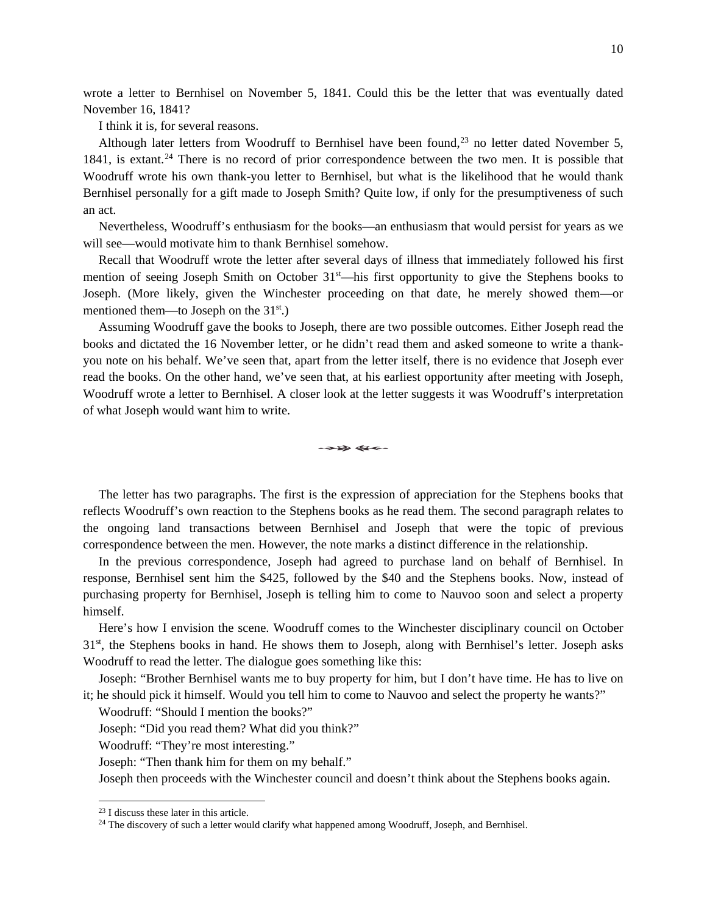wrote a letter to Bernhisel on November 5, 1841. Could this be the letter that was eventually dated November 16, 1841?

I think it is, for several reasons.

Although later letters from Woodruff to Bernhisel have been found,[23] no letter dated November 5, 1841, is extant.[24] There is no record of prior correspondence between the two men. It is possible that Woodruff wrote his own thank-you letter to Bernhisel, but what is the likelihood that he would thank Bernhisel personally for a gift made to Joseph Smith? Quite low, if only for the presumptiveness of such an act.

Nevertheless, Woodruff's enthusiasm for the books—an enthusiasm that would persist for years as we will see—would motivate him to thank Bernhisel somehow.

Recall that Woodruff wrote the letter after several days of illness that immediately followed his first mention of seeing Joseph Smith on October 31st—his first opportunity to give the Stephens books to Joseph. (More likely, given the Winchester proceeding on that date, he merely showed them—or mentioned them—to Joseph on the 31st.)

Assuming Woodruff gave the books to Joseph, there are two possible outcomes. Either Joseph read the books and dictated the 16 November letter, or he didn't read them and asked someone to write a thank-you note on his behalf. We've seen that, apart from the letter itself, there is no evidence that Joseph ever read the books. On the other hand, we've seen that, at his earliest opportunity after meeting with Joseph, Woodruff wrote a letter to Bernhisel. A closer look at the letter suggests it was Woodruff's interpretation of what Joseph would want him to write.

---

The letter has two paragraphs. The first is the expression of appreciation for the Stephens books that reflects Woodruff's own reaction to the Stephens books as he read them. The second paragraph relates to the ongoing land transactions between Bernhisel and Joseph that were the topic of previous correspondence between the men. However, the note marks a distinct difference in the relationship.

In the previous correspondence, Joseph had agreed to purchase land on behalf of Bernhisel. In response, Bernhisel sent him the $425, followed by the $40 and the Stephens books. Now, instead of purchasing property for Bernhisel, Joseph is telling him to come to Nauvoo soon and select a property himself.

Here's how I envision the scene. Woodruff comes to the Winchester disciplinary council on October 31st, the Stephens books in hand. He shows them to Joseph, along with Bernhisel's letter. Joseph asks Woodruff to read the letter. The dialogue goes something like this:

Joseph: "Brother Bernhisel wants me to buy property for him, but I don't have time. He has to live on it; he should pick it himself. Would you tell him to come to Nauvoo and select the property he wants?"

Woodruff: "Should I mention the books?"

Joseph: "Did you read them? What did you think?"

Woodruff: "They're most interesting."

Joseph: "Then thank him for them on my behalf."

Joseph then proceeds with the Winchester council and doesn't think about the Stephens books again.

[23] I discuss these later in this article.

[24] The discovery of such a letter would clarify what happened among Woodruff, Joseph, and Bernhisel.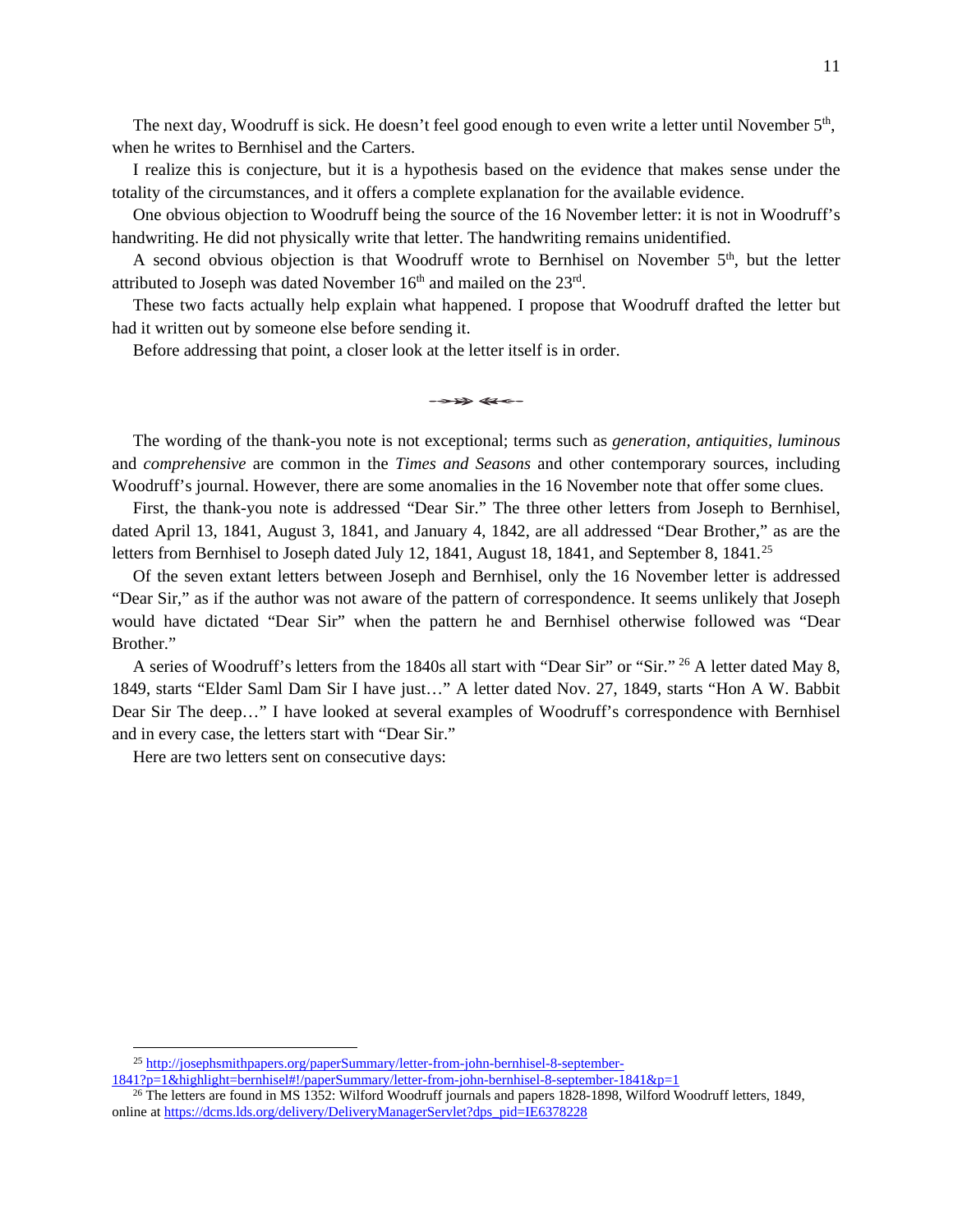The next day, Woodruff is sick. He doesn't feel good enough to even write a letter until November 5th, when he writes to Bernhisel and the Carters.

I realize this is conjecture, but it is a hypothesis based on the evidence that makes sense under the totality of the circumstances, and it offers a complete explanation for the available evidence.

One obvious objection to Woodruff being the source of the 16 November letter: it is not in Woodruff's handwriting. He did not physically write that letter. The handwriting remains unidentified.

A second obvious objection is that Woodruff wrote to Bernhisel on November 5th, but the letter attributed to Joseph was dated November 16th and mailed on the 23rd.

These two facts actually help explain what happened. I propose that Woodruff drafted the letter but had it written out by someone else before sending it.

Before addressing that point, a closer look at the letter itself is in order.

The wording of the thank-you note is not exceptional; terms such as *generation*, *antiquities*, *luminous* and *comprehensive* are common in the *Times and Seasons* and other contemporary sources, including Woodruff's journal. However, there are some anomalies in the 16 November note that offer some clues.

First, the thank-you note is addressed "Dear Sir." The three other letters from Joseph to Bernhisel, dated April 13, 1841, August 3, 1841, and January 4, 1842, are all addressed "Dear Brother," as are the letters from Bernhisel to Joseph dated July 12, 1841, August 18, 1841, and September 8, 1841.[25]

Of the seven extant letters between Joseph and Bernhisel, only the 16 November letter is addressed "Dear Sir," as if the author was not aware of the pattern of correspondence. It seems unlikely that Joseph would have dictated "Dear Sir" when the pattern he and Bernhisel otherwise followed was "Dear Brother."

A series of Woodruff's letters from the 1840s all start with "Dear Sir" or "Sir."[26] A letter dated May 8, 1849, starts "Elder Saml Dam Sir I have just…" A letter dated Nov. 27, 1849, starts "Hon A W. Babbit Dear Sir The deep…" I have looked at several examples of Woodruff's correspondence with Bernhisel and in every case, the letters start with "Dear Sir."

Here are two letters sent on consecutive days:

[25] http://josephsmithpapers.org/paperSummary/letter-from-john-bernhisel-8-september-1841?p=1&highlight=bernhisel#!/paperSummary/letter-from-john-bernhisel-8-september-1841&p=1

[26] The letters are found in MS 1352: Wilford Woodruff journals and papers 1828-1898, Wilford Woodruff letters, 1849, online at https://dcms.lds.org/delivery/DeliveryManagerServlet?dps_pid=IE6378228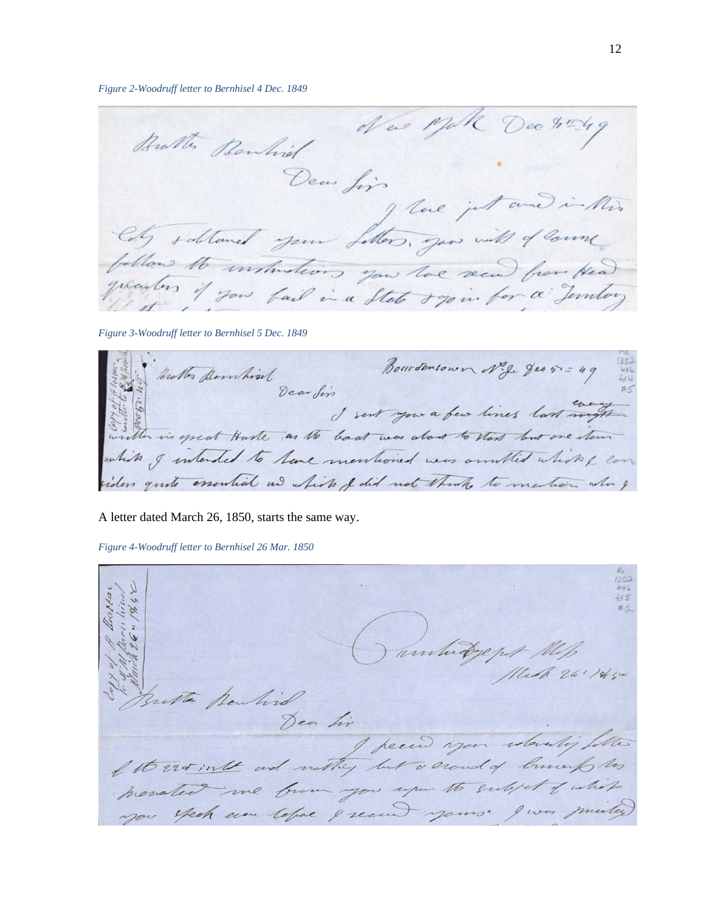*Figure 2-Woodruff letter to Bernhisel 4 Dec. 1849*

*Figure 3-Woodruff letter to Bernhisel 5 Dec. 1849*

A letter dated March 26, 1850, starts the same way.

*Figure 4-Woodruff letter to Bernhisel 26 Mar. 1850*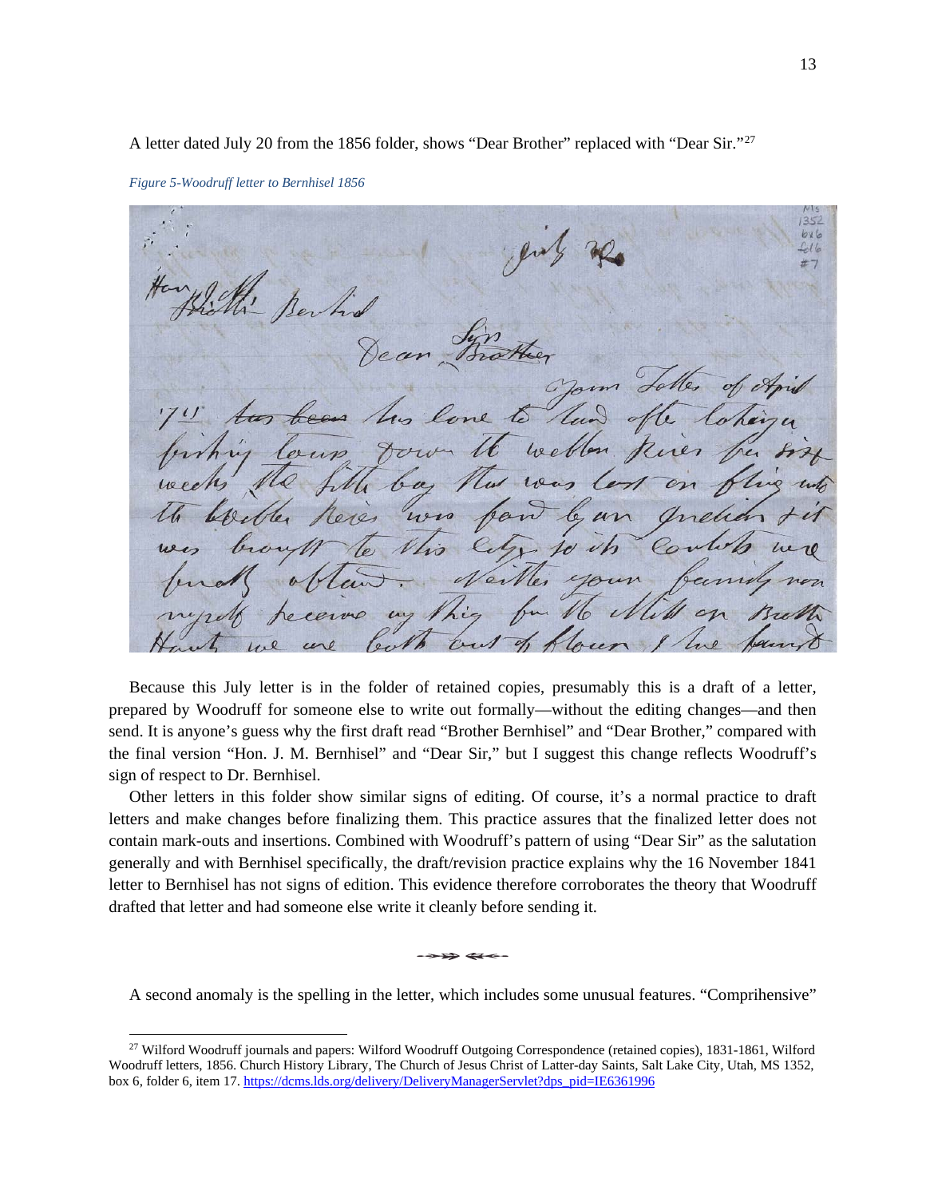A letter dated July 20 from the 1856 folder, shows "Dear Brother" replaced with "Dear Sir."[27]

*Figure 5-Woodruff letter to Bernhisel 1856*

Because this July letter is in the folder of retained copies, presumably this is a draft of a letter, prepared by Woodruff for someone else to write out formally—without the editing changes—and then send. It is anyone's guess why the first draft read "Brother Bernhisel" and "Dear Brother," compared with the final version "Hon. J. M. Bernhisel" and "Dear Sir," but I suggest this change reflects Woodruff's sign of respect to Dr. Bernhisel.

Other letters in this folder show similar signs of editing. Of course, it's a normal practice to draft letters and make changes before finalizing them. This practice assures that the finalized letter does not contain mark-outs and insertions. Combined with Woodruff's pattern of using "Dear Sir" as the salutation generally and with Bernhisel specifically, the draft/revision practice explains why the 16 November 1841 letter to Bernhisel has not signs of edition. This evidence therefore corroborates the theory that Woodruff drafted that letter and had someone else write it cleanly before sending it.

A second anomaly is the spelling in the letter, which includes some unusual features. "Comprihensive"

[27] Wilford Woodruff journals and papers: Wilford Woodruff Outgoing Correspondence (retained copies), 1831-1861, Wilford Woodruff letters, 1856. Church History Library, The Church of Jesus Christ of Latter-day Saints, Salt Lake City, Utah, MS 1352, box 6, folder 6, item 17. https://dcms.lds.org/delivery/DeliveryManagerServlet?dps_pid=IE6361996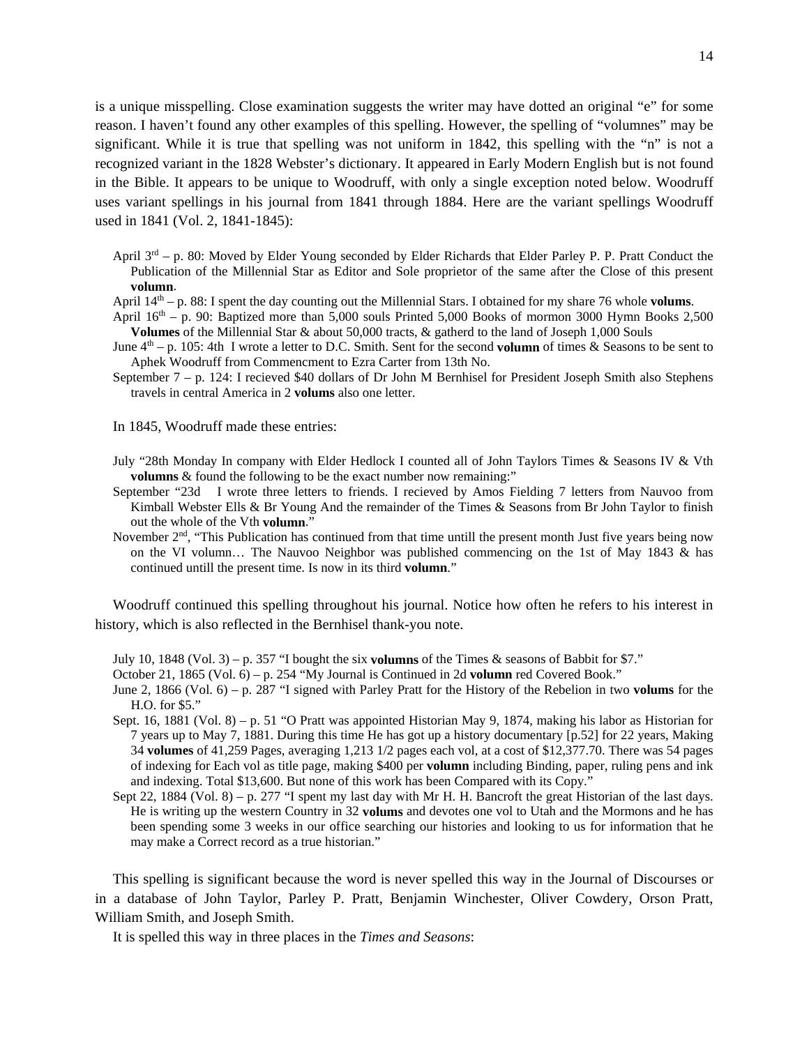is a unique misspelling. Close examination suggests the writer may have dotted an original "e" for some reason. I haven't found any other examples of this spelling. However, the spelling of "volumnes" may be significant. While it is true that spelling was not uniform in 1842, this spelling with the "n" is not a recognized variant in the 1828 Webster's dictionary. It appeared in Early Modern English but is not found in the Bible. It appears to be unique to Woodruff, with only a single exception noted below. Woodruff uses variant spellings in his journal from 1841 through 1884. Here are the variant spellings Woodruff used in 1841 (Vol. 2, 1841-1845):

> April 3rd – p. 80: Moved by Elder Young seconded by Elder Richards that Elder Parley P. P. Pratt Conduct the Publication of the Millennial Star as Editor and Sole proprietor of the same after the Close of this present **volumn**.
>
> April 14th – p. 88: I spent the day counting out the Millennial Stars. I obtained for my share 76 whole **volums**.
>
> April 16th – p. 90: Baptized more than 5,000 souls Printed 5,000 Books of mormon 3000 Hymn Books 2,500 **Volumes** of the Millennial Star & about 50,000 tracts, & gatherd to the land of Joseph 1,000 Souls
>
> June 4th – p. 105: 4th I wrote a letter to D.C. Smith. Sent for the second **volumn** of times & Seasons to be sent to Aphek Woodruff from Commencment to Ezra Carter from 13th No.
>
> September 7 – p. 124: I recieved $40 dollars of Dr John M Bernhisel for President Joseph Smith also Stephens travels in central America in 2 **volums** also one letter.

In 1845, Woodruff made these entries:

> July "28th Monday In company with Elder Hedlock I counted all of John Taylors Times & Seasons IV & Vth **volumns** & found the following to be the exact number now remaining:"
>
> September "23d I wrote three letters to friends. I recieved by Amos Fielding 7 letters from Nauvoo from Kimball Webster Ells & Br Young And the remainder of the Times & Seasons from Br John Taylor to finish out the whole of the Vth **volumn**."
>
> November 2nd, "This Publication has continued from that time untill the present month Just five years being now on the VI volumn… The Nauvoo Neighbor was published commencing on the 1st of May 1843 & has continued untill the present time. Is now in its third **volumn**."

Woodruff continued this spelling throughout his journal. Notice how often he refers to his interest in history, which is also reflected in the Bernhisel thank-you note.

> July 10, 1848 (Vol. 3) – p. 357 "I bought the six **volumns** of the Times & seasons of Babbit for $7."
>
> October 21, 1865 (Vol. 6) – p. 254 "My Journal is Continued in 2d **volumn** red Covered Book."
>
> June 2, 1866 (Vol. 6) – p. 287 "I signed with Parley Pratt for the History of the Rebelion in two **volums** for the H.O. for $5."
>
> Sept. 16, 1881 (Vol. 8) – p. 51 "O Pratt was appointed Historian May 9, 1874, making his labor as Historian for 7 years up to May 7, 1881. During this time He has got up a history documentary [p.52] for 22 years, Making 34 **volumes** of 41,259 Pages, averaging 1,213 1/2 pages each vol, at a cost of $12,377.70. There was 54 pages of indexing for Each vol as title page, making $400 per **volumn** including Binding, paper, ruling pens and ink and indexing. Total $13,600. But none of this work has been Compared with its Copy."
>
> Sept 22, 1884 (Vol. 8) – p. 277 "I spent my last day with Mr H. H. Bancroft the great Historian of the last days. He is writing up the western Country in 32 **volums** and devotes one vol to Utah and the Mormons and he has been spending some 3 weeks in our office searching our histories and looking to us for information that he may make a Correct record as a true historian."

This spelling is significant because the word is never spelled this way in the Journal of Discourses or in a database of John Taylor, Parley P. Pratt, Benjamin Winchester, Oliver Cowdery, Orson Pratt, William Smith, and Joseph Smith.

It is spelled this way in three places in the *Times and Seasons*: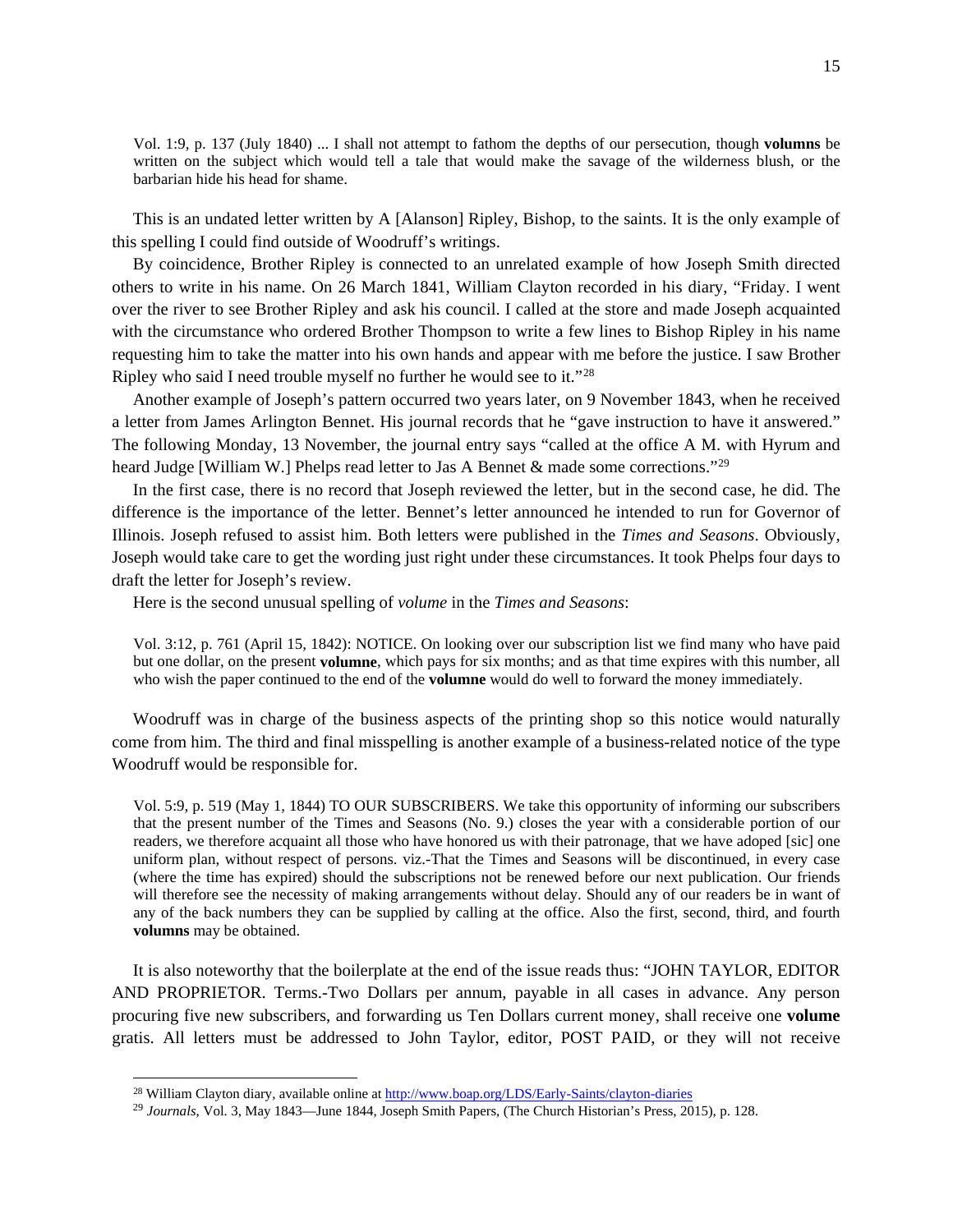> Vol. 1:9, p. 137 (July 1840) ... I shall not attempt to fathom the depths of our persecution, though **volumns** be written on the subject which would tell a tale that would make the savage of the wilderness blush, or the barbarian hide his head for shame.

This is an undated letter written by A [Alanson] Ripley, Bishop, to the saints. It is the only example of this spelling I could find outside of Woodruff's writings.

By coincidence, Brother Ripley is connected to an unrelated example of how Joseph Smith directed others to write in his name. On 26 March 1841, William Clayton recorded in his diary, "Friday. I went over the river to see Brother Ripley and ask his council. I called at the store and made Joseph acquainted with the circumstance who ordered Brother Thompson to write a few lines to Bishop Ripley in his name requesting him to take the matter into his own hands and appear with me before the justice. I saw Brother Ripley who said I need trouble myself no further he would see to it."[28]

Another example of Joseph's pattern occurred two years later, on 9 November 1843, when he received a letter from James Arlington Bennet. His journal records that he "gave instruction to have it answered." The following Monday, 13 November, the journal entry says "called at the office A M. with Hyrum and heard Judge [William W.] Phelps read letter to Jas A Bennet & made some corrections."[29]

In the first case, there is no record that Joseph reviewed the letter, but in the second case, he did. The difference is the importance of the letter. Bennet's letter announced he intended to run for Governor of Illinois. Joseph refused to assist him. Both letters were published in the *Times and Seasons*. Obviously, Joseph would take care to get the wording just right under these circumstances. It took Phelps four days to draft the letter for Joseph's review.

Here is the second unusual spelling of *volume* in the *Times and Seasons*:

> Vol. 3:12, p. 761 (April 15, 1842): NOTICE. On looking over our subscription list we find many who have paid but one dollar, on the present **volumne**, which pays for six months; and as that time expires with this number, all who wish the paper continued to the end of the **volumne** would do well to forward the money immediately.

Woodruff was in charge of the business aspects of the printing shop so this notice would naturally come from him. The third and final misspelling is another example of a business-related notice of the type Woodruff would be responsible for.

> Vol. 5:9, p. 519 (May 1, 1844) TO OUR SUBSCRIBERS. We take this opportunity of informing our subscribers that the present number of the Times and Seasons (No. 9.) closes the year with a considerable portion of our readers, we therefore acquaint all those who have honored us with their patronage, that we have adoped [sic] one uniform plan, without respect of persons. viz.-That the Times and Seasons will be discontinued, in every case (where the time has expired) should the subscriptions not be renewed before our next publication. Our friends will therefore see the necessity of making arrangements without delay. Should any of our readers be in want of any of the back numbers they can be supplied by calling at the office. Also the first, second, third, and fourth **volumns** may be obtained.

It is also noteworthy that the boilerplate at the end of the issue reads thus: "JOHN TAYLOR, EDITOR AND PROPRIETOR. Terms.-Two Dollars per annum, payable in all cases in advance. Any person procuring five new subscribers, and forwarding us Ten Dollars current money, shall receive one **volume** gratis. All letters must be addressed to John Taylor, editor, POST PAID, or they will not receive

---

[28] William Clayton diary, available online at http://www.boap.org/LDS/Early-Saints/clayton-diaries

[29] *Journals*, Vol. 3, May 1843—June 1844, Joseph Smith Papers, (The Church Historian's Press, 2015), p. 128.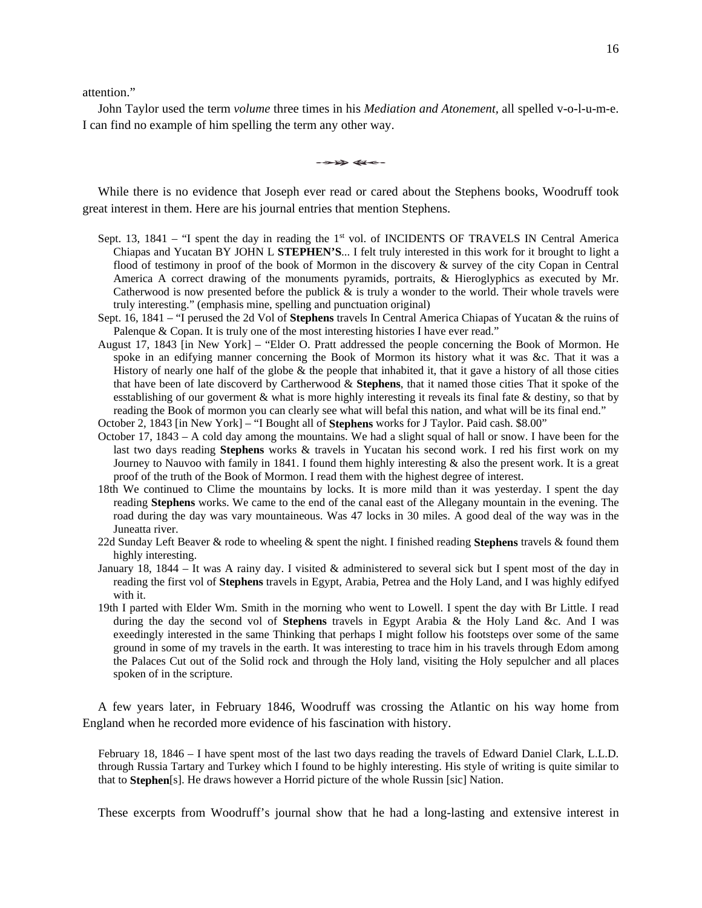attention."

John Taylor used the term *volume* three times in his *Mediation and Atonement,* all spelled v-o-l-u-m-e. I can find no example of him spelling the term any other way.

-⇝⇝ ⇜⇜-

While there is no evidence that Joseph ever read or cared about the Stephens books, Woodruff took great interest in them. Here are his journal entries that mention Stephens.

> Sept. 13, 1841 – "I spent the day in reading the 1st vol. of INCIDENTS OF TRAVELS IN Central America Chiapas and Yucatan BY JOHN L **STEPHEN'S**... I felt truly interested in this work for it brought to light a flood of testimony in proof of the book of Mormon in the discovery & survey of the city Copan in Central America A correct drawing of the monuments pyramids, portraits, & Hieroglyphics as executed by Mr. Catherwood is now presented before the publick & is truly a wonder to the world. Their whole travels were truly interesting." (emphasis mine, spelling and punctuation original)
>
> Sept. 16, 1841 – "I perused the 2d Vol of **Stephens** travels In Central America Chiapas of Yucatan & the ruins of Palenque & Copan. It is truly one of the most interesting histories I have ever read."
>
> August 17, 1843 [in New York] – "Elder O. Pratt addressed the people concerning the Book of Mormon. He spoke in an edifying manner concerning the Book of Mormon its history what it was &c. That it was a History of nearly one half of the globe & the people that inhabited it, that it gave a history of all those cities that have been of late discoverd by Cartherwood & **Stephens**, that it named those cities That it spoke of the esstablishing of our goverment & what is more highly interesting it reveals its final fate & destiny, so that by reading the Book of mormon you can clearly see what will befal this nation, and what will be its final end."
>
> October 2, 1843 [in New York] – "I Bought all of **Stephens** works for J Taylor. Paid cash. $8.00"
>
> October 17, 1843 – A cold day among the mountains. We had a slight squal of hall or snow. I have been for the last two days reading **Stephens** works & travels in Yucatan his second work. I red his first work on my Journey to Nauvoo with family in 1841. I found them highly interesting & also the present work. It is a great proof of the truth of the Book of Mormon. I read them with the highest degree of interest.
>
> 18th We continued to Clime the mountains by locks. It is more mild than it was yesterday. I spent the day reading **Stephens** works. We came to the end of the canal east of the Allegany mountain in the evening. The road during the day was vary mountaineous. Was 47 locks in 30 miles. A good deal of the way was in the Juneatta river.
>
> 22d Sunday Left Beaver & rode to wheeling & spent the night. I finished reading **Stephens** travels & found them highly interesting.
>
> January 18, 1844 – It was A rainy day. I visited & administered to several sick but I spent most of the day in reading the first vol of **Stephens** travels in Egypt, Arabia, Petrea and the Holy Land, and I was highly edifyed with it.
>
> 19th I parted with Elder Wm. Smith in the morning who went to Lowell. I spent the day with Br Little. I read during the day the second vol of **Stephens** travels in Egypt Arabia & the Holy Land &c. And I was exeedingly interested in the same Thinking that perhaps I might follow his footsteps over some of the same ground in some of my travels in the earth. It was interesting to trace him in his travels through Edom among the Palaces Cut out of the Solid rock and through the Holy land, visiting the Holy sepulcher and all places spoken of in the scripture.

A few years later, in February 1846, Woodruff was crossing the Atlantic on his way home from England when he recorded more evidence of his fascination with history.

> February 18, 1846 – I have spent most of the last two days reading the travels of Edward Daniel Clark, L.L.D. through Russia Tartary and Turkey which I found to be highly interesting. His style of writing is quite similar to that to **Stephen**[s]. He draws however a Horrid picture of the whole Russin [sic] Nation.

These excerpts from Woodruff's journal show that he had a long-lasting and extensive interest in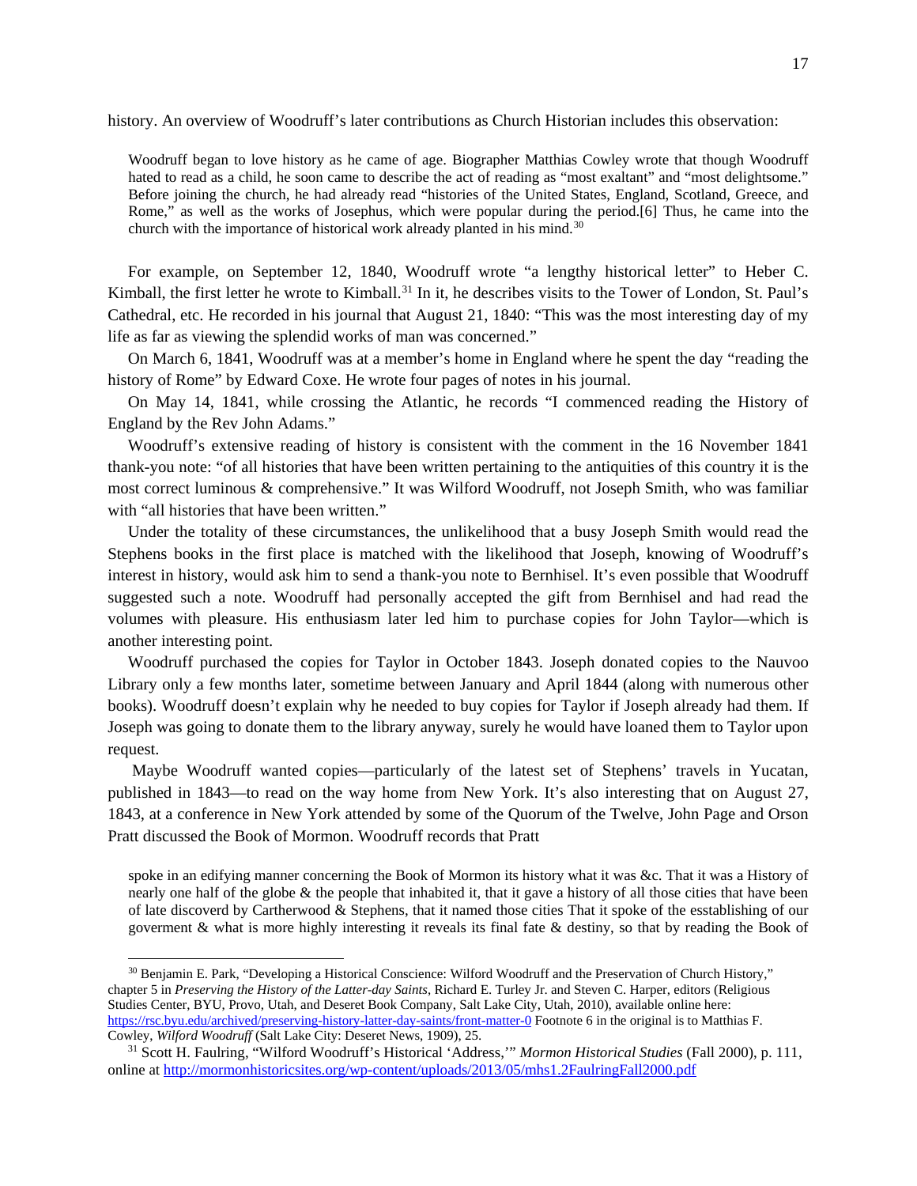history. An overview of Woodruff's later contributions as Church Historian includes this observation:

> Woodruff began to love history as he came of age. Biographer Matthias Cowley wrote that though Woodruff hated to read as a child, he soon came to describe the act of reading as "most exaltant" and "most delightsome." Before joining the church, he had already read "histories of the United States, England, Scotland, Greece, and Rome," as well as the works of Josephus, which were popular during the period.[6] Thus, he came into the church with the importance of historical work already planted in his mind.[30]

For example, on September 12, 1840, Woodruff wrote "a lengthy historical letter" to Heber C. Kimball, the first letter he wrote to Kimball.[31] In it, he describes visits to the Tower of London, St. Paul's Cathedral, etc. He recorded in his journal that August 21, 1840: "This was the most interesting day of my life as far as viewing the splendid works of man was concerned."

On March 6, 1841, Woodruff was at a member's home in England where he spent the day "reading the history of Rome" by Edward Coxe. He wrote four pages of notes in his journal.

On May 14, 1841, while crossing the Atlantic, he records "I commenced reading the History of England by the Rev John Adams."

Woodruff's extensive reading of history is consistent with the comment in the 16 November 1841 thank-you note: "of all histories that have been written pertaining to the antiquities of this country it is the most correct luminous & comprehensive." It was Wilford Woodruff, not Joseph Smith, who was familiar with "all histories that have been written."

Under the totality of these circumstances, the unlikelihood that a busy Joseph Smith would read the Stephens books in the first place is matched with the likelihood that Joseph, knowing of Woodruff's interest in history, would ask him to send a thank-you note to Bernhisel. It's even possible that Woodruff suggested such a note. Woodruff had personally accepted the gift from Bernhisel and had read the volumes with pleasure. His enthusiasm later led him to purchase copies for John Taylor—which is another interesting point.

Woodruff purchased the copies for Taylor in October 1843. Joseph donated copies to the Nauvoo Library only a few months later, sometime between January and April 1844 (along with numerous other books). Woodruff doesn't explain why he needed to buy copies for Taylor if Joseph already had them. If Joseph was going to donate them to the library anyway, surely he would have loaned them to Taylor upon request.

Maybe Woodruff wanted copies—particularly of the latest set of Stephens' travels in Yucatan, published in 1843—to read on the way home from New York. It's also interesting that on August 27, 1843, at a conference in New York attended by some of the Quorum of the Twelve, John Page and Orson Pratt discussed the Book of Mormon. Woodruff records that Pratt

> spoke in an edifying manner concerning the Book of Mormon its history what it was &c. That it was a History of nearly one half of the globe & the people that inhabited it, that it gave a history of all those cities that have been of late discoverd by Cartherwood & Stephens, that it named those cities That it spoke of the esstablishing of our goverment & what is more highly interesting it reveals its final fate & destiny, so that by reading the Book of

---

[30] Benjamin E. Park, "Developing a Historical Conscience: Wilford Woodruff and the Preservation of Church History," chapter 5 in *Preserving the History of the Latter-day Saints*, Richard E. Turley Jr. and Steven C. Harper, editors (Religious Studies Center, BYU, Provo, Utah, and Deseret Book Company, Salt Lake City, Utah, 2010), available online here: https://rsc.byu.edu/archived/preserving-history-latter-day-saints/front-matter-0 Footnote 6 in the original is to Matthias F. Cowley, *Wilford Woodruff* (Salt Lake City: Deseret News, 1909), 25.

[31] Scott H. Faulring, "Wilford Woodruff's Historical 'Address,'" *Mormon Historical Studies* (Fall 2000), p. 111, online at http://mormonhistoricsites.org/wp-content/uploads/2013/05/mhs1.2FaulringFall2000.pdf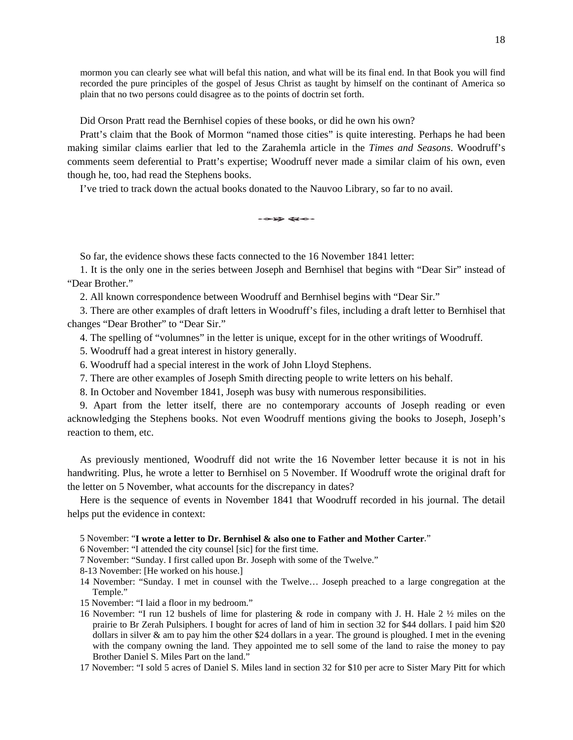mormon you can clearly see what will befal this nation, and what will be its final end. In that Book you will find recorded the pure principles of the gospel of Jesus Christ as taught by himself on the continant of America so plain that no two persons could disagree as to the points of doctrin set forth.

Did Orson Pratt read the Bernhisel copies of these books, or did he own his own?

Pratt's claim that the Book of Mormon "named those cities" is quite interesting. Perhaps he had been making similar claims earlier that led to the Zarahemla article in the *Times and Seasons*. Woodruff's comments seem deferential to Pratt's expertise; Woodruff never made a similar claim of his own, even though he, too, had read the Stephens books.

I've tried to track down the actual books donated to the Nauvoo Library, so far to no avail.

So far, the evidence shows these facts connected to the 16 November 1841 letter:

1. It is the only one in the series between Joseph and Bernhisel that begins with "Dear Sir" instead of "Dear Brother."

2. All known correspondence between Woodruff and Bernhisel begins with "Dear Sir."

3. There are other examples of draft letters in Woodruff's files, including a draft letter to Bernhisel that changes "Dear Brother" to "Dear Sir."

4. The spelling of "volumnes" in the letter is unique, except for in the other writings of Woodruff.

5. Woodruff had a great interest in history generally.

6. Woodruff had a special interest in the work of John Lloyd Stephens.

7. There are other examples of Joseph Smith directing people to write letters on his behalf.

8. In October and November 1841, Joseph was busy with numerous responsibilities.

9. Apart from the letter itself, there are no contemporary accounts of Joseph reading or even acknowledging the Stephens books. Not even Woodruff mentions giving the books to Joseph, Joseph's reaction to them, etc.

As previously mentioned, Woodruff did not write the 16 November letter because it is not in his handwriting. Plus, he wrote a letter to Bernhisel on 5 November. If Woodruff wrote the original draft for the letter on 5 November, what accounts for the discrepancy in dates?

Here is the sequence of events in November 1841 that Woodruff recorded in his journal. The detail helps put the evidence in context:

5 November: "**I wrote a letter to Dr. Bernhisel & also one to Father and Mother Carter**."

6 November: "I attended the city counsel [sic] for the first time.

7 November: "Sunday. I first called upon Br. Joseph with some of the Twelve."

8-13 November: [He worked on his house.]

14 November: "Sunday. I met in counsel with the Twelve… Joseph preached to a large congregation at the Temple."

15 November: "I laid a floor in my bedroom."

16 November: "I run 12 bushels of lime for plastering & rode in company with J. H. Hale 2 ½ miles on the prairie to Br Zerah Pulsiphers. I bought for acres of land of him in section 32 for $44 dollars. I paid him $20 dollars in silver & am to pay him the other $24 dollars in a year. The ground is ploughed. I met in the evening with the company owning the land. They appointed me to sell some of the land to raise the money to pay Brother Daniel S. Miles Part on the land."

17 November: "I sold 5 acres of Daniel S. Miles land in section 32 for $10 per acre to Sister Mary Pitt for which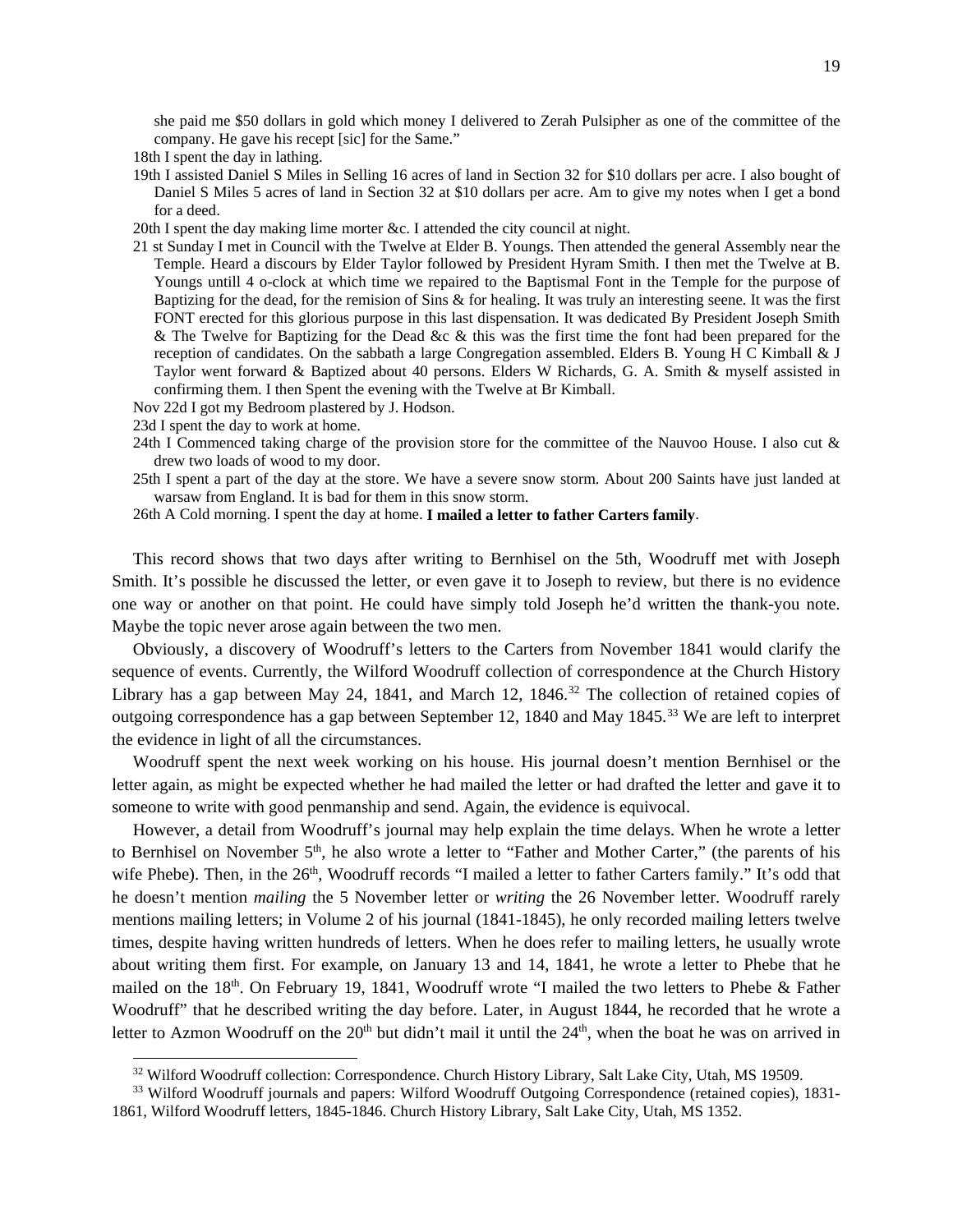she paid me $50 dollars in gold which money I delivered to Zerah Pulsipher as one of the committee of the company. He gave his recept [sic] for the Same."

18th I spent the day in lathing.

19th I assisted Daniel S Miles in Selling 16 acres of land in Section 32 for $10 dollars per acre. I also bought of Daniel S Miles 5 acres of land in Section 32 at $10 dollars per acre. Am to give my notes when I get a bond for a deed.

20th I spent the day making lime morter &c. I attended the city council at night.

21 st Sunday I met in Council with the Twelve at Elder B. Youngs. Then attended the general Assembly near the Temple. Heard a discours by Elder Taylor followed by President Hyram Smith. I then met the Twelve at B. Youngs untill 4 o-clock at which time we repaired to the Baptismal Font in the Temple for the purpose of Baptizing for the dead, for the remision of Sins & for healing. It was truly an interesting seene. It was the first FONT erected for this glorious purpose in this last dispensation. It was dedicated By President Joseph Smith & The Twelve for Baptizing for the Dead &c & this was the first time the font had been prepared for the reception of candidates. On the sabbath a large Congregation assembled. Elders B. Young H C Kimball & J Taylor went forward & Baptized about 40 persons. Elders W Richards, G. A. Smith & myself assisted in confirming them. I then Spent the evening with the Twelve at Br Kimball.

Nov 22d I got my Bedroom plastered by J. Hodson.

23d I spent the day to work at home.

24th I Commenced taking charge of the provision store for the committee of the Nauvoo House. I also cut & drew two loads of wood to my door.

25th I spent a part of the day at the store. We have a severe snow storm. About 200 Saints have just landed at warsaw from England. It is bad for them in this snow storm.

26th A Cold morning. I spent the day at home. **I mailed a letter to father Carters family**.

This record shows that two days after writing to Bernhisel on the 5th, Woodruff met with Joseph Smith. It's possible he discussed the letter, or even gave it to Joseph to review, but there is no evidence one way or another on that point. He could have simply told Joseph he'd written the thank-you note. Maybe the topic never arose again between the two men.

Obviously, a discovery of Woodruff's letters to the Carters from November 1841 would clarify the sequence of events. Currently, the Wilford Woodruff collection of correspondence at the Church History Library has a gap between May 24, 1841, and March 12, 1846.[32] The collection of retained copies of outgoing correspondence has a gap between September 12, 1840 and May 1845.[33] We are left to interpret the evidence in light of all the circumstances.

Woodruff spent the next week working on his house. His journal doesn't mention Bernhisel or the letter again, as might be expected whether he had mailed the letter or had drafted the letter and gave it to someone to write with good penmanship and send. Again, the evidence is equivocal.

However, a detail from Woodruff's journal may help explain the time delays. When he wrote a letter to Bernhisel on November 5th, he also wrote a letter to "Father and Mother Carter," (the parents of his wife Phebe). Then, in the 26th, Woodruff records "I mailed a letter to father Carters family." It's odd that he doesn't mention *mailing* the 5 November letter or *writing* the 26 November letter. Woodruff rarely mentions mailing letters; in Volume 2 of his journal (1841-1845), he only recorded mailing letters twelve times, despite having written hundreds of letters. When he does refer to mailing letters, he usually wrote about writing them first. For example, on January 13 and 14, 1841, he wrote a letter to Phebe that he mailed on the 18th. On February 19, 1841, Woodruff wrote "I mailed the two letters to Phebe & Father Woodruff" that he described writing the day before. Later, in August 1844, he recorded that he wrote a letter to Azmon Woodruff on the 20th but didn't mail it until the 24th, when the boat he was on arrived in

[32] Wilford Woodruff collection: Correspondence. Church History Library, Salt Lake City, Utah, MS 19509.

[33] Wilford Woodruff journals and papers: Wilford Woodruff Outgoing Correspondence (retained copies), 1831-1861, Wilford Woodruff letters, 1845-1846. Church History Library, Salt Lake City, Utah, MS 1352.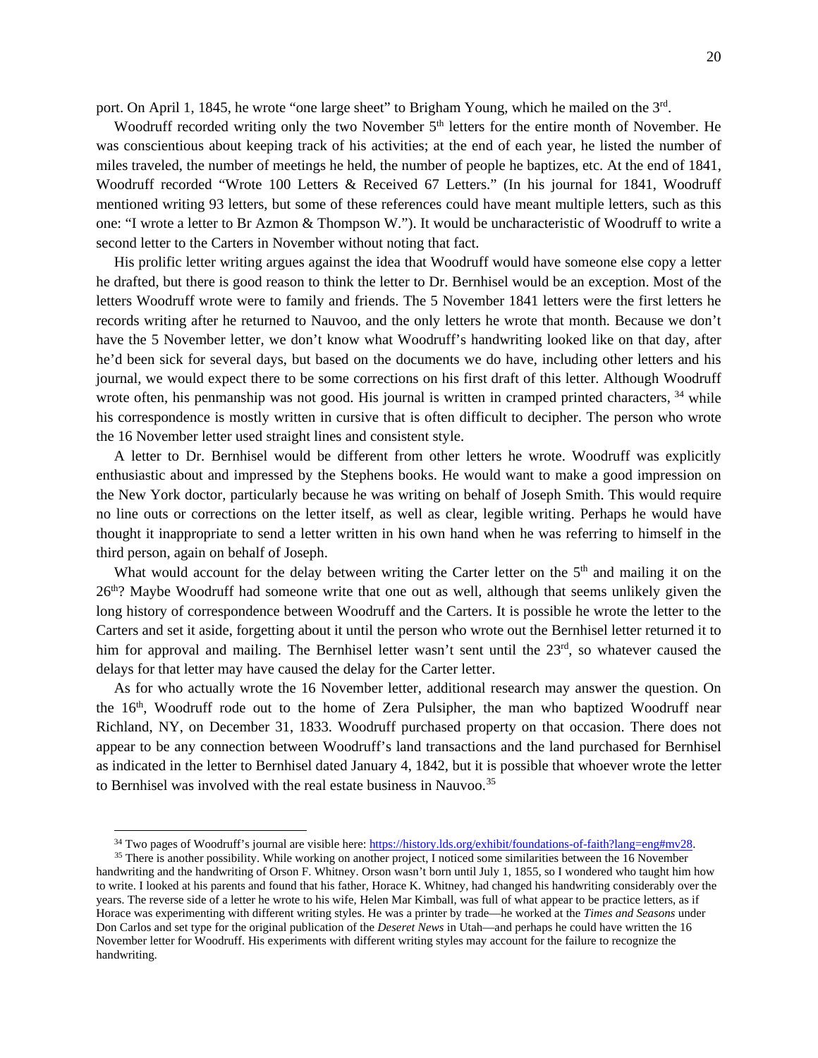port. On April 1, 1845, he wrote "one large sheet" to Brigham Young, which he mailed on the 3rd.

Woodruff recorded writing only the two November 5th letters for the entire month of November. He was conscientious about keeping track of his activities; at the end of each year, he listed the number of miles traveled, the number of meetings he held, the number of people he baptizes, etc. At the end of 1841, Woodruff recorded "Wrote 100 Letters & Received 67 Letters." (In his journal for 1841, Woodruff mentioned writing 93 letters, but some of these references could have meant multiple letters, such as this one: "I wrote a letter to Br Azmon & Thompson W."). It would be uncharacteristic of Woodruff to write a second letter to the Carters in November without noting that fact.

His prolific letter writing argues against the idea that Woodruff would have someone else copy a letter he drafted, but there is good reason to think the letter to Dr. Bernhisel would be an exception. Most of the letters Woodruff wrote were to family and friends. The 5 November 1841 letters were the first letters he records writing after he returned to Nauvoo, and the only letters he wrote that month. Because we don't have the 5 November letter, we don't know what Woodruff's handwriting looked like on that day, after he'd been sick for several days, but based on the documents we do have, including other letters and his journal, we would expect there to be some corrections on his first draft of this letter. Although Woodruff wrote often, his penmanship was not good. His journal is written in cramped printed characters, [34] while his correspondence is mostly written in cursive that is often difficult to decipher. The person who wrote the 16 November letter used straight lines and consistent style.

A letter to Dr. Bernhisel would be different from other letters he wrote. Woodruff was explicitly enthusiastic about and impressed by the Stephens books. He would want to make a good impression on the New York doctor, particularly because he was writing on behalf of Joseph Smith. This would require no line outs or corrections on the letter itself, as well as clear, legible writing. Perhaps he would have thought it inappropriate to send a letter written in his own hand when he was referring to himself in the third person, again on behalf of Joseph.

What would account for the delay between writing the Carter letter on the 5th and mailing it on the 26th? Maybe Woodruff had someone write that one out as well, although that seems unlikely given the long history of correspondence between Woodruff and the Carters. It is possible he wrote the letter to the Carters and set it aside, forgetting about it until the person who wrote out the Bernhisel letter returned it to him for approval and mailing. The Bernhisel letter wasn't sent until the 23rd, so whatever caused the delays for that letter may have caused the delay for the Carter letter.

As for who actually wrote the 16 November letter, additional research may answer the question. On the 16th, Woodruff rode out to the home of Zera Pulsipher, the man who baptized Woodruff near Richland, NY, on December 31, 1833. Woodruff purchased property on that occasion. There does not appear to be any connection between Woodruff's land transactions and the land purchased for Bernhisel as indicated in the letter to Bernhisel dated January 4, 1842, but it is possible that whoever wrote the letter to Bernhisel was involved with the real estate business in Nauvoo.[35]

---

[34] Two pages of Woodruff's journal are visible here: https://history.lds.org/exhibit/foundations-of-faith?lang=eng#mv28.

[35] There is another possibility. While working on another project, I noticed some similarities between the 16 November handwriting and the handwriting of Orson F. Whitney. Orson wasn't born until July 1, 1855, so I wondered who taught him how to write. I looked at his parents and found that his father, Horace K. Whitney, had changed his handwriting considerably over the years. The reverse side of a letter he wrote to his wife, Helen Mar Kimball, was full of what appear to be practice letters, as if Horace was experimenting with different writing styles. He was a printer by trade—he worked at the *Times and Seasons* under Don Carlos and set type for the original publication of the *Deseret News* in Utah—and perhaps he could have written the 16 November letter for Woodruff. His experiments with different writing styles may account for the failure to recognize the handwriting.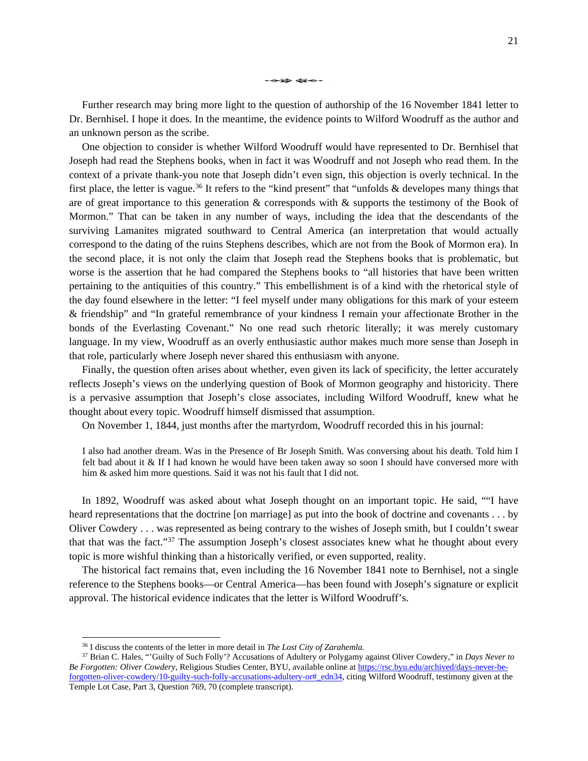Further research may bring more light to the question of authorship of the 16 November 1841 letter to Dr. Bernhisel. I hope it does. In the meantime, the evidence points to Wilford Woodruff as the author and an unknown person as the scribe.

One objection to consider is whether Wilford Woodruff would have represented to Dr. Bernhisel that Joseph had read the Stephens books, when in fact it was Woodruff and not Joseph who read them. In the context of a private thank-you note that Joseph didn't even sign, this objection is overly technical. In the first place, the letter is vague.[36] It refers to the "kind present" that "unfolds & developes many things that are of great importance to this generation & corresponds with & supports the testimony of the Book of Mormon." That can be taken in any number of ways, including the idea that the descendants of the surviving Lamanites migrated southward to Central America (an interpretation that would actually correspond to the dating of the ruins Stephens describes, which are not from the Book of Mormon era). In the second place, it is not only the claim that Joseph read the Stephens books that is problematic, but worse is the assertion that he had compared the Stephens books to "all histories that have been written pertaining to the antiquities of this country." This embellishment is of a kind with the rhetorical style of the day found elsewhere in the letter: "I feel myself under many obligations for this mark of your esteem & friendship" and "In grateful remembrance of your kindness I remain your affectionate Brother in the bonds of the Everlasting Covenant." No one read such rhetoric literally; it was merely customary language. In my view, Woodruff as an overly enthusiastic author makes much more sense than Joseph in that role, particularly where Joseph never shared this enthusiasm with anyone.

Finally, the question often arises about whether, even given its lack of specificity, the letter accurately reflects Joseph's views on the underlying question of Book of Mormon geography and historicity. There is a pervasive assumption that Joseph's close associates, including Wilford Woodruff, knew what he thought about every topic. Woodruff himself dismissed that assumption.

On November 1, 1844, just months after the martyrdom, Woodruff recorded this in his journal:

> I also had another dream. Was in the Presence of Br Joseph Smith. Was conversing about his death. Told him I felt bad about it & If I had known he would have been taken away so soon I should have conversed more with him & asked him more questions. Said it was not his fault that I did not.

In 1892, Woodruff was asked about what Joseph thought on an important topic. He said, ""I have heard representations that the doctrine [on marriage] as put into the book of doctrine and covenants . . . by Oliver Cowdery . . . was represented as being contrary to the wishes of Joseph smith, but I couldn't swear that that was the fact."[37] The assumption Joseph's closest associates knew what he thought about every topic is more wishful thinking than a historically verified, or even supported, reality.

The historical fact remains that, even including the 16 November 1841 note to Bernhisel, not a single reference to the Stephens books—or Central America—has been found with Joseph's signature or explicit approval. The historical evidence indicates that the letter is Wilford Woodruff's.

---

[36] I discuss the contents of the letter in more detail in *The Lost City of Zarahemla.*

[37] Brian C. Hales, "'Guilty of Such Folly'? Accusations of Adultery or Polygamy against Oliver Cowdery," in *Days Never to Be Forgotten: Oliver Cowdery*, Religious Studies Center, BYU, available online at https://rsc.byu.edu/archived/days-never-be-forgotten-oliver-cowdery/10-guilty-such-folly-accusations-adultery-or#_edn34, citing Wilford Woodruff, testimony given at the Temple Lot Case, Part 3, Question 769, 70 (complete transcript).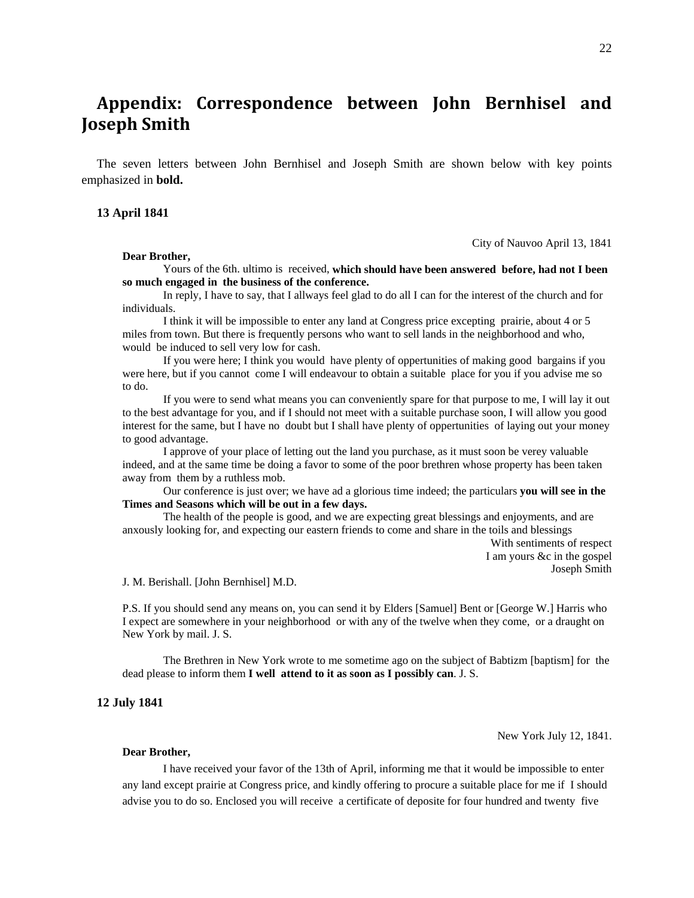# Appendix: Correspondence between John Bernhisel and Joseph Smith

The seven letters between John Bernhisel and Joseph Smith are shown below with key points emphasized in **bold.**

### 13 April 1841

City of Nauvoo April 13, 1841

**Dear Brother,**

Yours of the 6th. ultimo is received, **which should have been answered before, had not I been so much engaged in the business of the conference.**

In reply, I have to say, that I allways feel glad to do all I can for the interest of the church and for individuals.

I think it will be impossible to enter any land at Congress price excepting prairie, about 4 or 5 miles from town. But there is frequently persons who want to sell lands in the neighborhood and who, would be induced to sell very low for cash.

If you were here; I think you would have plenty of oppertunities of making good bargains if you were here, but if you cannot come I will endeavour to obtain a suitable place for you if you advise me so to do.

If you were to send what means you can conveniently spare for that purpose to me, I will lay it out to the best advantage for you, and if I should not meet with a suitable purchase soon, I will allow you good interest for the same, but I have no doubt but I shall have plenty of oppertunities of laying out your money to good advantage.

I approve of your place of letting out the land you purchase, as it must soon be verey valuable indeed, and at the same time be doing a favor to some of the poor brethren whose property has been taken away from them by a ruthless mob.

Our conference is just over; we have ad a glorious time indeed; the particulars **you will see in the Times and Seasons which will be out in a few days.**

The health of the people is good, and we are expecting great blessings and enjoyments, and are anxously looking for, and expecting our eastern friends to come and share in the toils and blessings

With sentiments of respect
I am yours &c in the gospel
Joseph Smith

J. M. Berishall. [John Bernhisel] M.D.

P.S. If you should send any means on, you can send it by Elders [Samuel] Bent or [George W.] Harris who I expect are somewhere in your neighborhood or with any of the twelve when they come, or a draught on New York by mail. J. S.

The Brethren in New York wrote to me sometime ago on the subject of Babtizm [baptism] for the dead please to inform them **I well attend to it as soon as I possibly can**. J. S.

### 12 July 1841

New York July 12, 1841.

**Dear Brother,**

I have received your favor of the 13th of April, informing me that it would be impossible to enter any land except prairie at Congress price, and kindly offering to procure a suitable place for me if I should advise you to do so. Enclosed you will receive a certificate of deposite for four hundred and twenty five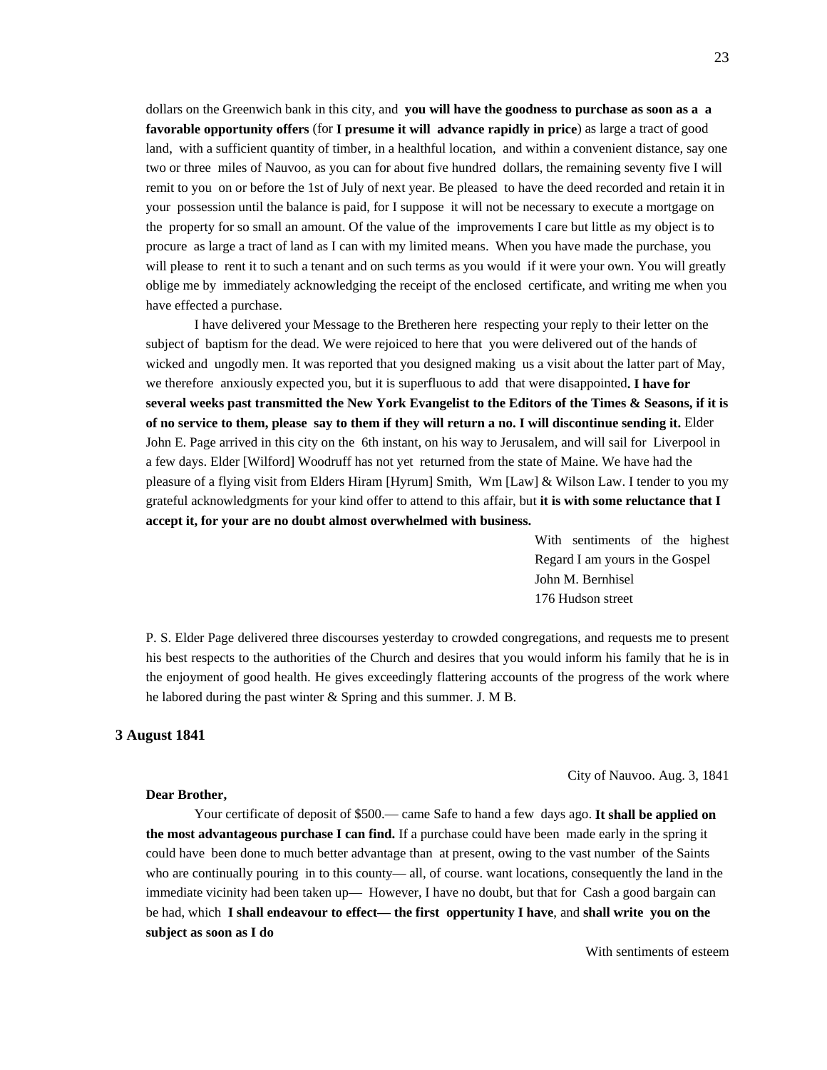dollars on the Greenwich bank in this city, and **you will have the goodness to purchase as soon as a a favorable opportunity offers** (for **I presume it will advance rapidly in price**) as large a tract of good land, with a sufficient quantity of timber, in a healthful location, and within a convenient distance, say one two or three miles of Nauvoo, as you can for about five hundred dollars, the remaining seventy five I will remit to you on or before the 1st of July of next year. Be pleased to have the deed recorded and retain it in your possession until the balance is paid, for I suppose it will not be necessary to execute a mortgage on the property for so small an amount. Of the value of the improvements I care but little as my object is to procure as large a tract of land as I can with my limited means. When you have made the purchase, you will please to rent it to such a tenant and on such terms as you would if it were your own. You will greatly oblige me by immediately acknowledging the receipt of the enclosed certificate, and writing me when you have effected a purchase.

I have delivered your Message to the Bretheren here respecting your reply to their letter on the subject of baptism for the dead. We were rejoiced to here that you were delivered out of the hands of wicked and ungodly men. It was reported that you designed making us a visit about the latter part of May, we therefore anxiously expected you, but it is superfluous to add that were disappointed**. I have for several weeks past transmitted the New York Evangelist to the Editors of the Times & Seasons, if it is of no service to them, please say to them if they will return a no. I will discontinue sending it.** Elder John E. Page arrived in this city on the 6th instant, on his way to Jerusalem, and will sail for Liverpool in a few days. Elder [Wilford] Woodruff has not yet returned from the state of Maine. We have had the pleasure of a flying visit from Elders Hiram [Hyrum] Smith, Wm [Law] & Wilson Law. I tender to you my grateful acknowledgments for your kind offer to attend to this affair, but **it is with some reluctance that I accept it, for your are no doubt almost overwhelmed with business.**

With sentiments of the highest
Regard I am yours in the Gospel
John M. Bernhisel
176 Hudson street

P. S. Elder Page delivered three discourses yesterday to crowded congregations, and requests me to present his best respects to the authorities of the Church and desires that you would inform his family that he is in the enjoyment of good health. He gives exceedingly flattering accounts of the progress of the work where he labored during the past winter & Spring and this summer. J. M B.

### 3 August 1841

City of Nauvoo. Aug. 3, 1841

**Dear Brother,**

Your certificate of deposit of $500.— came Safe to hand a few days ago. **It shall be applied on the most advantageous purchase I can find.** If a purchase could have been made early in the spring it could have been done to much better advantage than at present, owing to the vast number of the Saints who are continually pouring in to this county— all, of course. want locations, consequently the land in the immediate vicinity had been taken up— However, I have no doubt, but that for Cash a good bargain can be had, which **I shall endeavour to effect— the first oppertunity I have**, and **shall write you on the subject as soon as I do**

With sentiments of esteem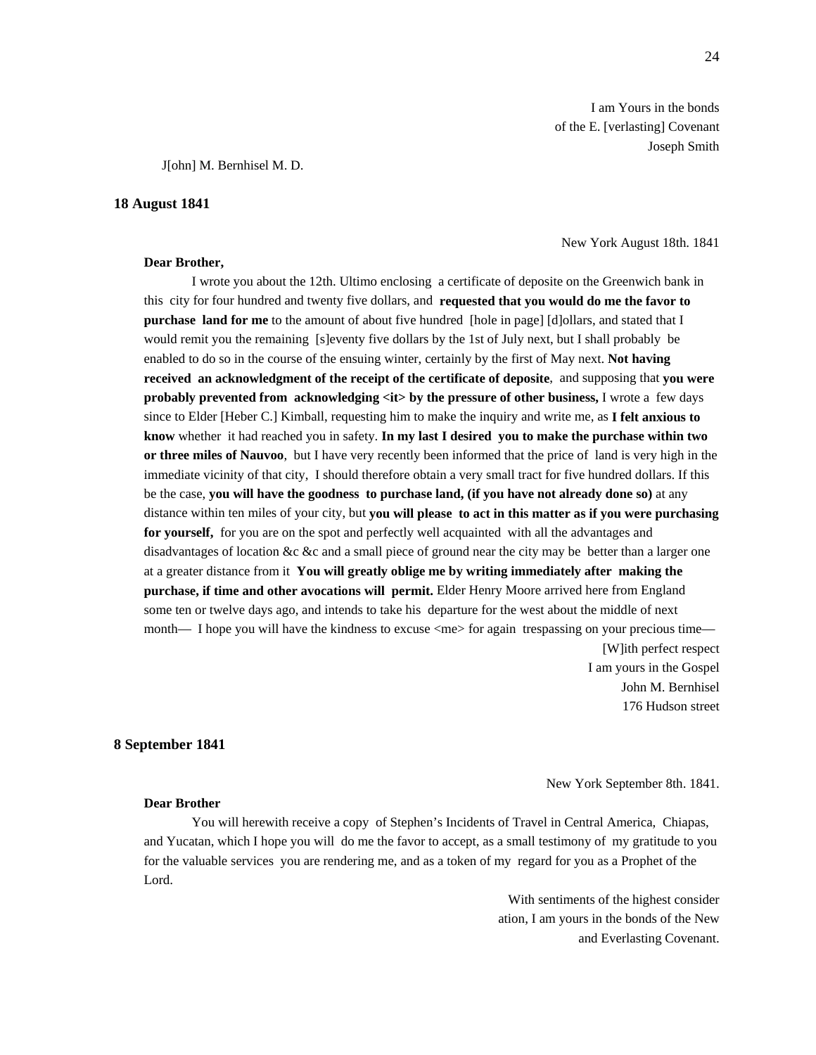I am Yours in the bonds
of the E. [verlasting] Covenant
Joseph Smith

J[ohn] M. Bernhisel M. D.

**18 August 1841**

New York August 18th. 1841

**Dear Brother,**

I wrote you about the 12th. Ultimo enclosing a certificate of deposite on the Greenwich bank in this city for four hundred and twenty five dollars, and **requested that you would do me the favor to purchase land for me** to the amount of about five hundred [hole in page] [d]ollars, and stated that I would remit you the remaining [s]eventy five dollars by the 1st of July next, but I shall probably be enabled to do so in the course of the ensuing winter, certainly by the first of May next. **Not having received an acknowledgment of the receipt of the certificate of deposite**, and supposing that **you were probably prevented from acknowledging <it> by the pressure of other business,** I wrote a few days since to Elder [Heber C.] Kimball, requesting him to make the inquiry and write me, as **I felt anxious to know** whether it had reached you in safety. **In my last I desired you to make the purchase within two or three miles of Nauvoo**, but I have very recently been informed that the price of land is very high in the immediate vicinity of that city, I should therefore obtain a very small tract for five hundred dollars. If this be the case, **you will have the goodness to purchase land, (if you have not already done so)** at any distance within ten miles of your city, but **you will please to act in this matter as if you were purchasing for yourself,** for you are on the spot and perfectly well acquainted with all the advantages and disadvantages of location &c &c and a small piece of ground near the city may be better than a larger one at a greater distance from it **You will greatly oblige me by writing immediately after making the purchase, if time and other avocations will permit.** Elder Henry Moore arrived here from England some ten or twelve days ago, and intends to take his departure for the west about the middle of next month— I hope you will have the kindness to excuse <me> for again trespassing on your precious time—

[W]ith perfect respect
I am yours in the Gospel
John M. Bernhisel
176 Hudson street

**8 September 1841**

New York September 8th. 1841.

**Dear Brother**

You will herewith receive a copy of Stephen's Incidents of Travel in Central America, Chiapas, and Yucatan, which I hope you will do me the favor to accept, as a small testimony of my gratitude to you for the valuable services you are rendering me, and as a token of my regard for you as a Prophet of the Lord.

With sentiments of the highest consider
ation, I am yours in the bonds of the New
and Everlasting Covenant.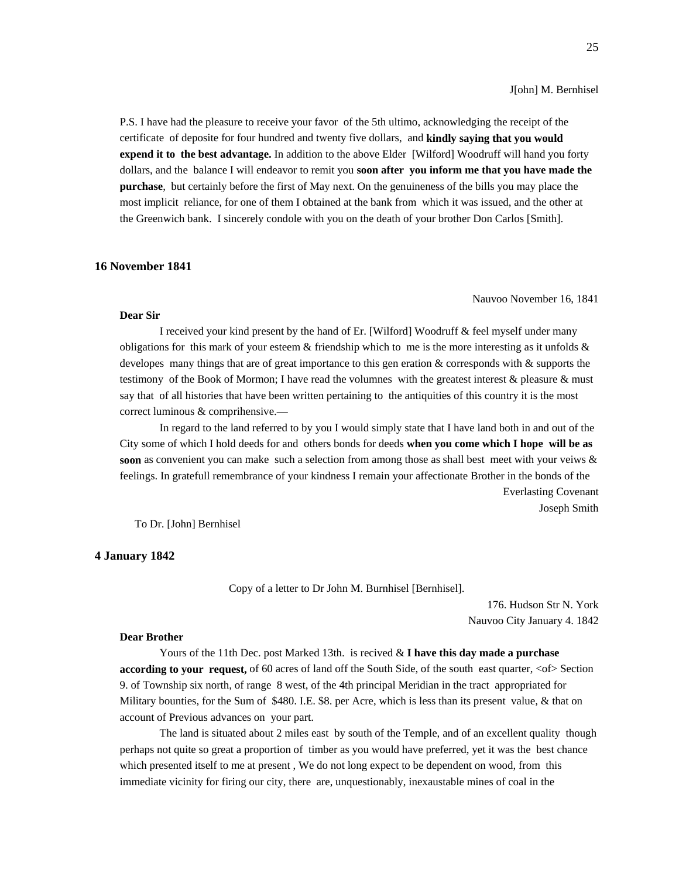J[ohn] M. Bernhisel

P.S. I have had the pleasure to receive your favor of the 5th ultimo, acknowledging the receipt of the certificate of deposite for four hundred and twenty five dollars, and **kindly saying that you would expend it to the best advantage.** In addition to the above Elder [Wilford] Woodruff will hand you forty dollars, and the balance I will endeavor to remit you **soon after you inform me that you have made the purchase**, but certainly before the first of May next. On the genuineness of the bills you may place the most implicit reliance, for one of them I obtained at the bank from which it was issued, and the other at the Greenwich bank. I sincerely condole with you on the death of your brother Don Carlos [Smith].

### 16 November 1841

Nauvoo November 16, 1841

**Dear Sir**

I received your kind present by the hand of Er. [Wilford] Woodruff & feel myself under many obligations for this mark of your esteem & friendship which to me is the more interesting as it unfolds & developes many things that are of great importance to this gen eration & corresponds with & supports the testimony of the Book of Mormon; I have read the volumnes with the greatest interest & pleasure & must say that of all histories that have been written pertaining to the antiquities of this country it is the most correct luminous & comprihensive.—

In regard to the land referred to by you I would simply state that I have land both in and out of the City some of which I hold deeds for and others bonds for deeds **when you come which I hope will be as soon** as convenient you can make such a selection from among those as shall best meet with your veiws & feelings. In gratefull remembrance of your kindness I remain your affectionate Brother in the bonds of the

Everlasting Covenant
Joseph Smith

To Dr. [John] Bernhisel

### 4 January 1842

Copy of a letter to Dr John M. Burnhisel [Bernhisel].

176. Hudson Str N. York
Nauvoo City January 4. 1842

**Dear Brother**

Yours of the 11th Dec. post Marked 13th. is recived & **I have this day made a purchase according to your request,** of 60 acres of land off the South Side, of the south east quarter, <of> Section 9. of Township six north, of range 8 west, of the 4th principal Meridian in the tract appropriated for Military bounties, for the Sum of $480. I.E. $8. per Acre, which is less than its present value, & that on account of Previous advances on your part.

The land is situated about 2 miles east by south of the Temple, and of an excellent quality though perhaps not quite so great a proportion of timber as you would have preferred, yet it was the best chance which presented itself to me at present , We do not long expect to be dependent on wood, from this immediate vicinity for firing our city, there are, unquestionably, inexaustable mines of coal in the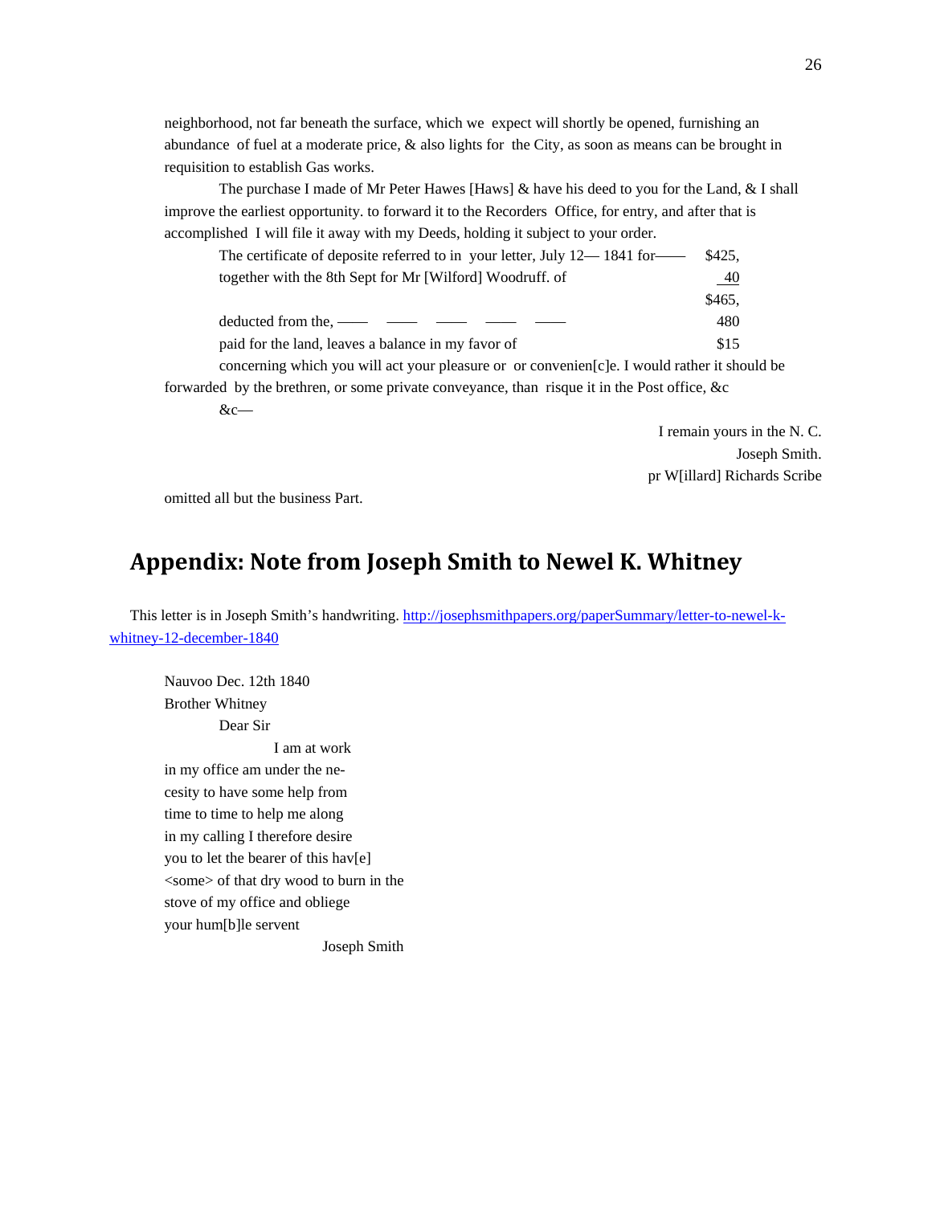neighborhood, not far beneath the surface, which we expect will shortly be opened, furnishing an abundance of fuel at a moderate price, & also lights for the City, as soon as means can be brought in requisition to establish Gas works.

The purchase I made of Mr Peter Hawes [Haws] & have his deed to you for the Land, & I shall improve the earliest opportunity. to forward it to the Recorders Office, for entry, and after that is accomplished I will file it away with my Deeds, holding it subject to your order.

| | |
|---|---|
| The certificate of deposite referred to in your letter, July 12— 1841 for—— | $425, |
| together with the 8th Sept for Mr [Wilford] Woodruff. of | 40 |
| | $465, |
| deducted from the, —— —— —— —— —— | 480 |
| paid for the land, leaves a balance in my favor of | $15 |

concerning which you will act your pleasure or or convenien[c]e. I would rather it should be forwarded by the brethren, or some private conveyance, than risque it in the Post office, &c &c—

I remain yours in the N. C.
Joseph Smith.
pr W[illard] Richards Scribe

omitted all but the business Part.

## Appendix: Note from Joseph Smith to Newel K. Whitney

This letter is in Joseph Smith's handwriting. http://josephsmithpapers.org/paperSummary/letter-to-newel-k-whitney-12-december-1840

Nauvoo Dec. 12th 1840
Brother Whitney
Dear Sir
I am at work
in my office am under the ne-
cesity to have some help from
time to time to help me along
in my calling I therefore desire
you to let the bearer of this hav[e]
<some> of that dry wood to burn in the
stove of my office and obliege
your hum[b]le servent
Joseph Smith